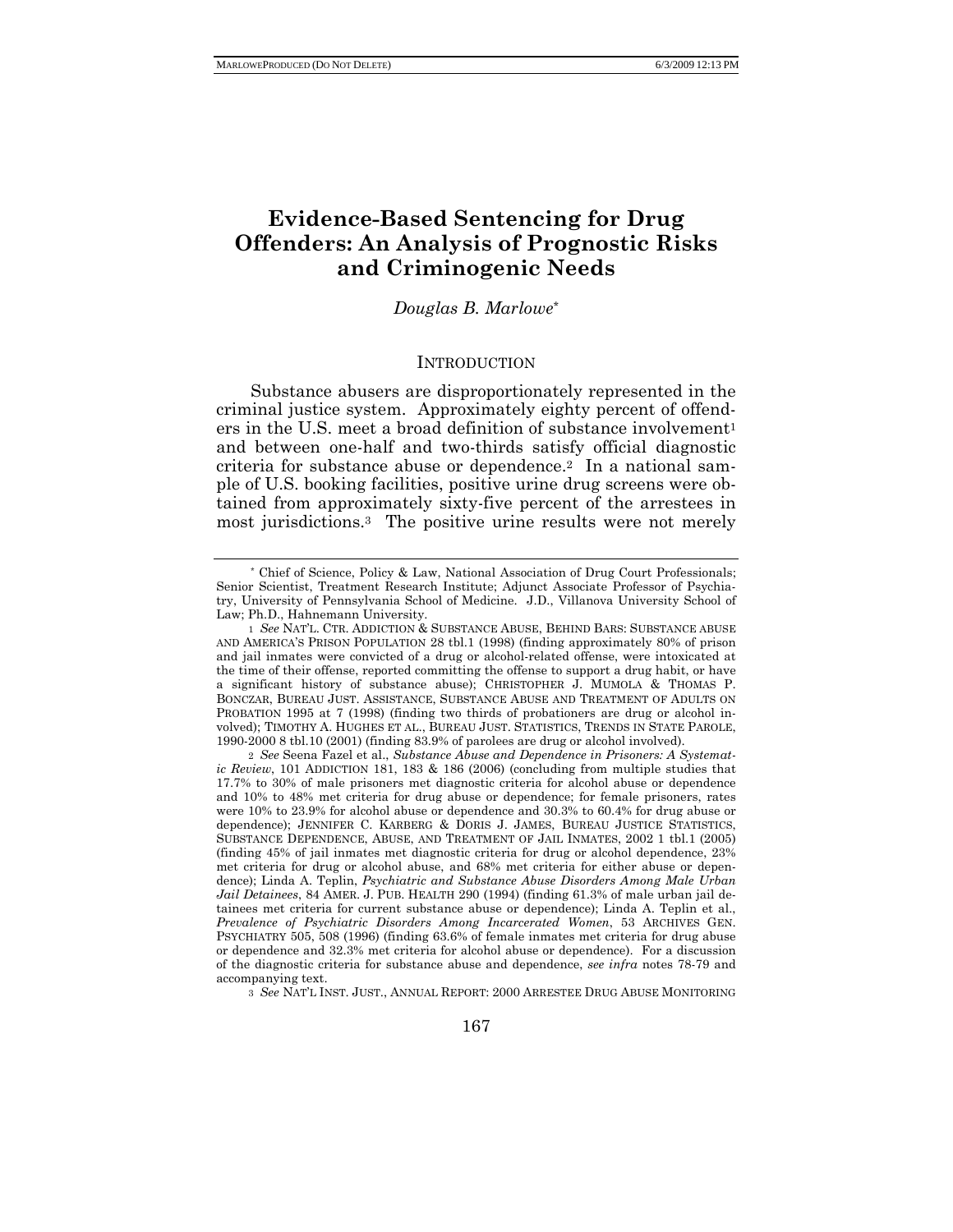# Evidence-Based Sentencing for Drug Offenders: An Analysis of Prognostic Risks and Criminogenic Needs

*Douglas B. Marlowe*[*]

## INTRODUCTION

Substance abusers are disproportionately represented in the criminal justice system. Approximately eighty percent of offenders in the U.S. meet a broad definition of substance involvement[1] and between one-half and two-thirds satisfy official diagnostic criteria for substance abuse or dependence.[2] In a national sample of U.S. booking facilities, positive urine drug screens were obtained from approximately sixty-five percent of the arrestees in most jurisdictions.[3] The positive urine results were not merely

---

[*] Chief of Science, Policy & Law, National Association of Drug Court Professionals; Senior Scientist, Treatment Research Institute; Adjunct Associate Professor of Psychiatry, University of Pennsylvania School of Medicine. J.D., Villanova University School of Law; Ph.D., Hahnemann University.

[1] *See* NAT'L. CTR. ADDICTION & SUBSTANCE ABUSE, BEHIND BARS: SUBSTANCE ABUSE AND AMERICA'S PRISON POPULATION 28 tbl.1 (1998) (finding approximately 80% of prison and jail inmates were convicted of a drug or alcohol-related offense, were intoxicated at the time of their offense, reported committing the offense to support a drug habit, or have a significant history of substance abuse); CHRISTOPHER J. MUMOLA & THOMAS P. BONCZAR, BUREAU JUST. ASSISTANCE, SUBSTANCE ABUSE AND TREATMENT OF ADULTS ON PROBATION 1995 at 7 (1998) (finding two thirds of probationers are drug or alcohol involved); TIMOTHY A. HUGHES ET AL., BUREAU JUST. STATISTICS, TRENDS IN STATE PAROLE, 1990-2000 8 tbl.10 (2001) (finding 83.9% of parolees are drug or alcohol involved).

[2] *See* Seena Fazel et al., *Substance Abuse and Dependence in Prisoners: A Systematic Review*, 101 ADDICTION 181, 183 & 186 (2006) (concluding from multiple studies that 17.7% to 30% of male prisoners met diagnostic criteria for alcohol abuse or dependence and 10% to 48% met criteria for drug abuse or dependence; for female prisoners, rates were 10% to 23.9% for alcohol abuse or dependence and 30.3% to 60.4% for drug abuse or dependence); JENNIFER C. KARBERG & DORIS J. JAMES, BUREAU JUSTICE STATISTICS, SUBSTANCE DEPENDENCE, ABUSE, AND TREATMENT OF JAIL INMATES, 2002 1 tbl.1 (2005) (finding 45% of jail inmates met diagnostic criteria for drug or alcohol dependence, 23% met criteria for drug or alcohol abuse, and 68% met criteria for either abuse or dependence); Linda A. Teplin, *Psychiatric and Substance Abuse Disorders Among Male Urban Jail Detainees*, 84 AMER. J. PUB. HEALTH 290 (1994) (finding 61.3% of male urban jail detainees met criteria for current substance abuse or dependence); Linda A. Teplin et al., *Prevalence of Psychiatric Disorders Among Incarcerated Women*, 53 ARCHIVES GEN. PSYCHIATRY 505, 508 (1996) (finding 63.6% of female inmates met criteria for drug abuse or dependence and 32.3% met criteria for alcohol abuse or dependence). For a discussion of the diagnostic criteria for substance abuse and dependence, *see infra* notes 78-79 and accompanying text.

[3] *See* NAT'L INST. JUST., ANNUAL REPORT: 2000 ARRESTEE DRUG ABUSE MONITORING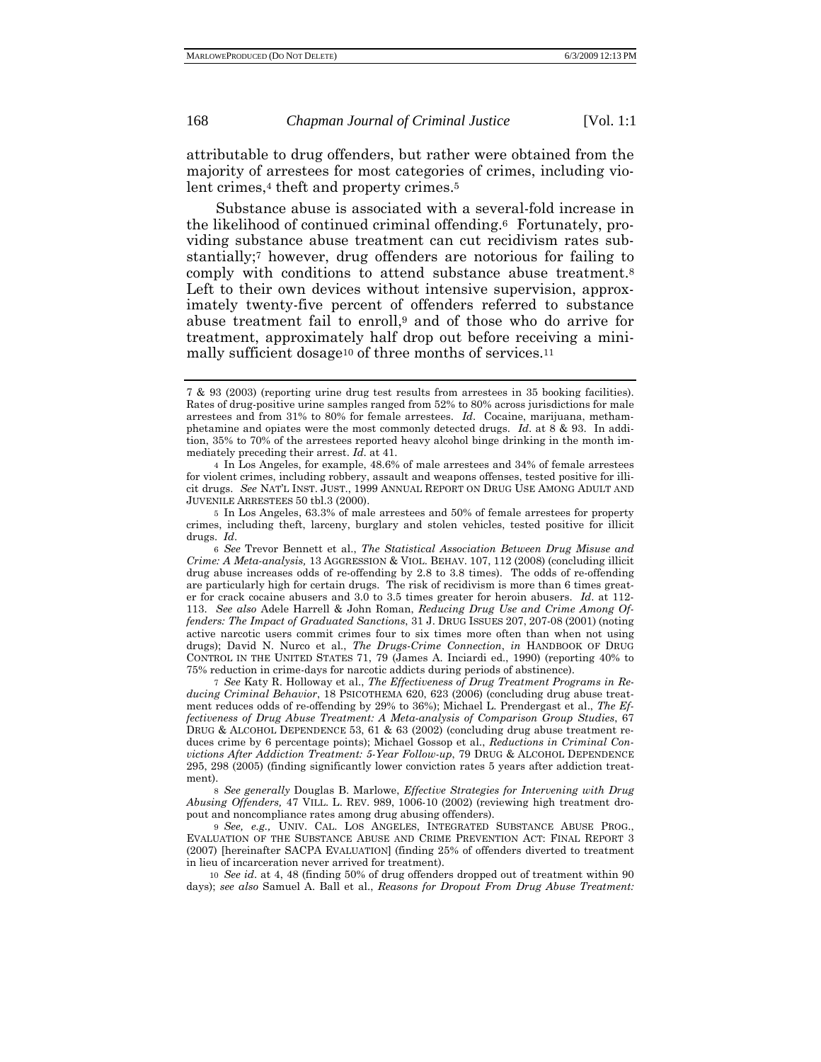attributable to drug offenders, but rather were obtained from the majority of arrestees for most categories of crimes, including violent crimes,[4] theft and property crimes.[5]

Substance abuse is associated with a several-fold increase in the likelihood of continued criminal offending.[6] Fortunately, providing substance abuse treatment can cut recidivism rates substantially;[7] however, drug offenders are notorious for failing to comply with conditions to attend substance abuse treatment.[8] Left to their own devices without intensive supervision, approximately twenty-five percent of offenders referred to substance abuse treatment fail to enroll,[9] and of those who do arrive for treatment, approximately half drop out before receiving a minimally sufficient dosage[10] of three months of services.[11]

---

7 & 93 (2003) (reporting urine drug test results from arrestees in 35 booking facilities). Rates of drug-positive urine samples ranged from 52% to 80% across jurisdictions for male arrestees and from 31% to 80% for female arrestees. *Id*. Cocaine, marijuana, methamphetamine and opiates were the most commonly detected drugs. *Id*. at 8 & 93. In addition, 35% to 70% of the arrestees reported heavy alcohol binge drinking in the month immediately preceding their arrest. *Id*. at 41.

4 In Los Angeles, for example, 48.6% of male arrestees and 34% of female arrestees for violent crimes, including robbery, assault and weapons offenses, tested positive for illicit drugs. *See* NAT'L INST. JUST., 1999 ANNUAL REPORT ON DRUG USE AMONG ADULT AND JUVENILE ARRESTEES 50 tbl.3 (2000).

5 In Los Angeles, 63.3% of male arrestees and 50% of female arrestees for property crimes, including theft, larceny, burglary and stolen vehicles, tested positive for illicit drugs. *Id*.

6 *See* Trevor Bennett et al., *The Statistical Association Between Drug Misuse and Crime: A Meta-analysis,* 13 AGGRESSION & VIOL. BEHAV. 107, 112 (2008) (concluding illicit drug abuse increases odds of re-offending by 2.8 to 3.8 times). The odds of re-offending are particularly high for certain drugs. The risk of recidivism is more than 6 times greater for crack cocaine abusers and 3.0 to 3.5 times greater for heroin abusers. *Id*. at 112-113. *See also* Adele Harrell & John Roman, *Reducing Drug Use and Crime Among Offenders: The Impact of Graduated Sanctions*, 31 J. DRUG ISSUES 207, 207-08 (2001) (noting active narcotic users commit crimes four to six times more often than when not using drugs); David N. Nurco et al., *The Drugs-Crime Connection*, *in* HANDBOOK OF DRUG CONTROL IN THE UNITED STATES 71, 79 (James A. Inciardi ed., 1990) (reporting 40% to 75% reduction in crime-days for narcotic addicts during periods of abstinence).

7 *See* Katy R. Holloway et al., *The Effectiveness of Drug Treatment Programs in Reducing Criminal Behavior*, 18 PSICOTHEMA 620, 623 (2006) (concluding drug abuse treatment reduces odds of re-offending by 29% to 36%); Michael L. Prendergast et al., *The Effectiveness of Drug Abuse Treatment: A Meta-analysis of Comparison Group Studies*, 67 DRUG & ALCOHOL DEPENDENCE 53, 61 & 63 (2002) (concluding drug abuse treatment reduces crime by 6 percentage points); Michael Gossop et al., *Reductions in Criminal Convictions After Addiction Treatment: 5-Year Follow-up*, 79 DRUG & ALCOHOL DEPENDENCE 295, 298 (2005) (finding significantly lower conviction rates 5 years after addiction treatment).

8 *See generally* Douglas B. Marlowe, *Effective Strategies for Intervening with Drug Abusing Offenders,* 47 VILL. L. REV. 989, 1006-10 (2002) (reviewing high treatment dropout and noncompliance rates among drug abusing offenders).

9 *See, e.g.,* UNIV. CAL. LOS ANGELES, INTEGRATED SUBSTANCE ABUSE PROG., EVALUATION OF THE SUBSTANCE ABUSE AND CRIME PREVENTION ACT: FINAL REPORT 3 (2007) [hereinafter SACPA EVALUATION] (finding 25% of offenders diverted to treatment in lieu of incarceration never arrived for treatment).

10 *See id*. at 4, 48 (finding 50% of drug offenders dropped out of treatment within 90 days); *see also* Samuel A. Ball et al., *Reasons for Dropout From Drug Abuse Treatment:*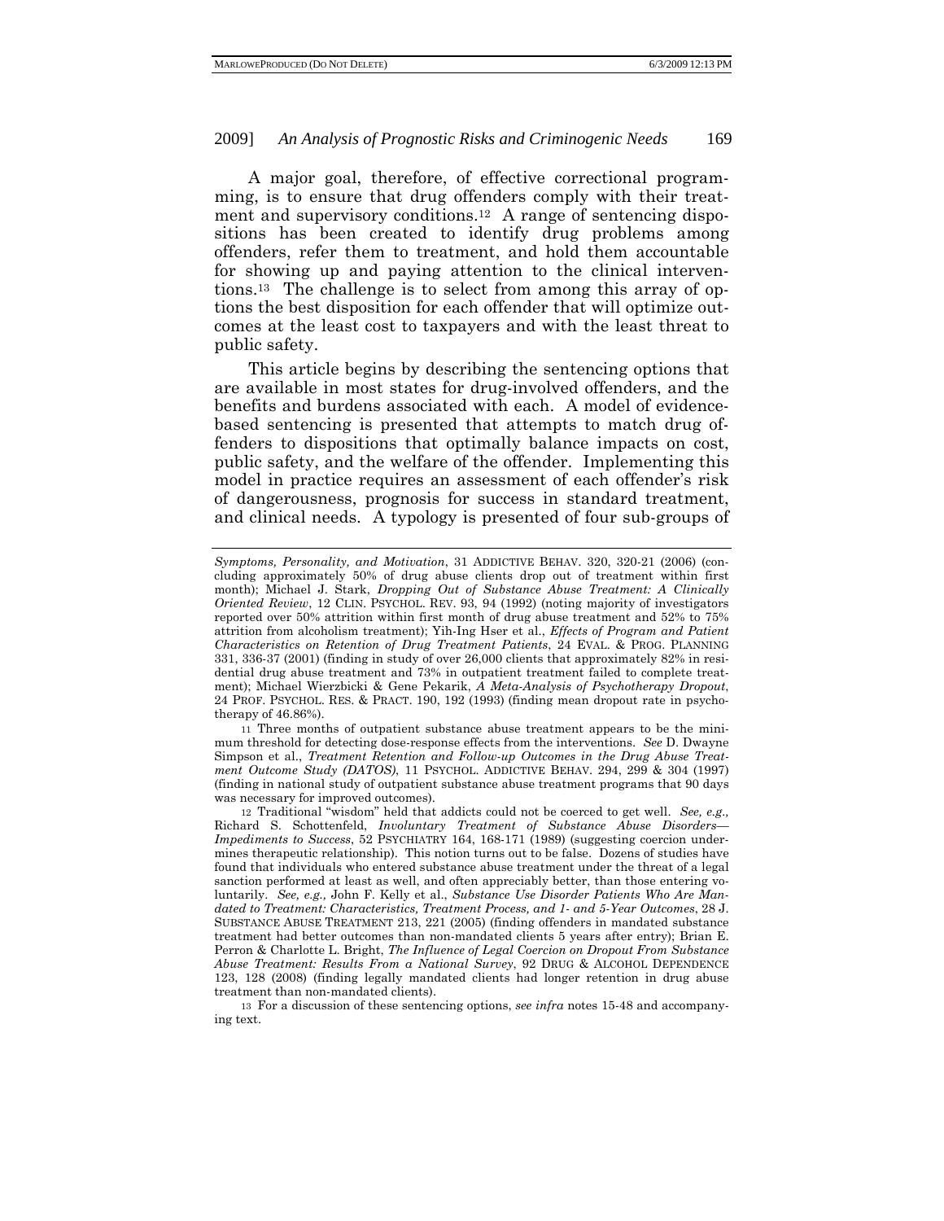A major goal, therefore, of effective correctional programming, is to ensure that drug offenders comply with their treatment and supervisory conditions.[12] A range of sentencing dispositions has been created to identify drug problems among offenders, refer them to treatment, and hold them accountable for showing up and paying attention to the clinical interventions.[13] The challenge is to select from among this array of options the best disposition for each offender that will optimize outcomes at the least cost to taxpayers and with the least threat to public safety.

This article begins by describing the sentencing options that are available in most states for drug-involved offenders, and the benefits and burdens associated with each. A model of evidence-based sentencing is presented that attempts to match drug offenders to dispositions that optimally balance impacts on cost, public safety, and the welfare of the offender. Implementing this model in practice requires an assessment of each offender's risk of dangerousness, prognosis for success in standard treatment, and clinical needs. A typology is presented of four sub-groups of

---

*Symptoms, Personality, and Motivation*, 31 ADDICTIVE BEHAV. 320, 320-21 (2006) (concluding approximately 50% of drug abuse clients drop out of treatment within first month); Michael J. Stark, *Dropping Out of Substance Abuse Treatment: A Clinically Oriented Review*, 12 CLIN. PSYCHOL. REV. 93, 94 (1992) (noting majority of investigators reported over 50% attrition within first month of drug abuse treatment and 52% to 75% attrition from alcoholism treatment); Yih-Ing Hser et al., *Effects of Program and Patient Characteristics on Retention of Drug Treatment Patients*, 24 EVAL. & PROG. PLANNING 331, 336-37 (2001) (finding in study of over 26,000 clients that approximately 82% in residential drug abuse treatment and 73% in outpatient treatment failed to complete treatment); Michael Wierzbicki & Gene Pekarik, *A Meta-Analysis of Psychotherapy Dropout*, 24 PROF. PSYCHOL. RES. & PRACT. 190, 192 (1993) (finding mean dropout rate in psychotherapy of 46.86%).

11 Three months of outpatient substance abuse treatment appears to be the minimum threshold for detecting dose-response effects from the interventions. *See* D. Dwayne Simpson et al., *Treatment Retention and Follow-up Outcomes in the Drug Abuse Treatment Outcome Study (DATOS)*, 11 PSYCHOL. ADDICTIVE BEHAV. 294, 299 & 304 (1997) (finding in national study of outpatient substance abuse treatment programs that 90 days was necessary for improved outcomes).

12 Traditional "wisdom" held that addicts could not be coerced to get well. *See, e.g.,* Richard S. Schottenfeld, *Involuntary Treatment of Substance Abuse Disorders—Impediments to Success*, 52 PSYCHIATRY 164, 168-171 (1989) (suggesting coercion undermines therapeutic relationship). This notion turns out to be false. Dozens of studies have found that individuals who entered substance abuse treatment under the threat of a legal sanction performed at least as well, and often appreciably better, than those entering voluntarily. *See, e.g.,* John F. Kelly et al., *Substance Use Disorder Patients Who Are Mandated to Treatment: Characteristics, Treatment Process, and 1- and 5-Year Outcomes*, 28 J. SUBSTANCE ABUSE TREATMENT 213, 221 (2005) (finding offenders in mandated substance treatment had better outcomes than non-mandated clients 5 years after entry); Brian E. Perron & Charlotte L. Bright, *The Influence of Legal Coercion on Dropout From Substance Abuse Treatment: Results From a National Survey*, 92 DRUG & ALCOHOL DEPENDENCE 123, 128 (2008) (finding legally mandated clients had longer retention in drug abuse treatment than non-mandated clients).

13 For a discussion of these sentencing options, *see infra* notes 15-48 and accompanying text.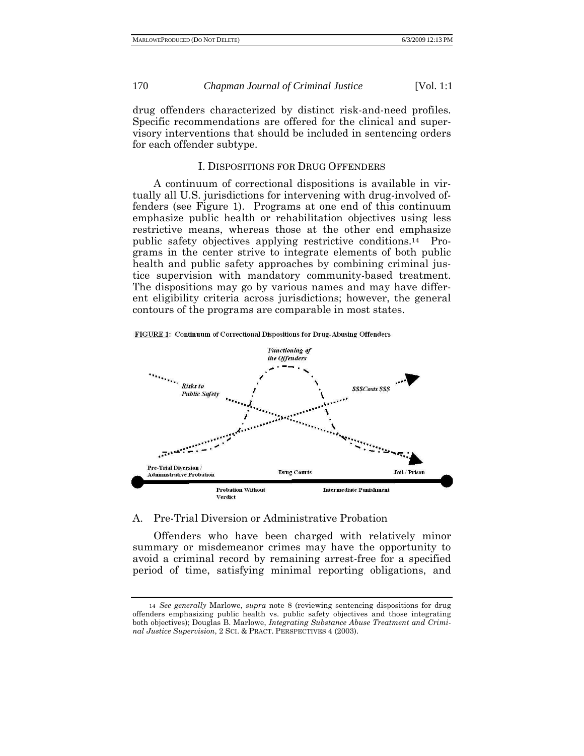drug offenders characterized by distinct risk-and-need profiles. Specific recommendations are offered for the clinical and supervisory interventions that should be included in sentencing orders for each offender subtype.

## I. DISPOSITIONS FOR DRUG OFFENDERS

A continuum of correctional dispositions is available in virtually all U.S. jurisdictions for intervening with drug-involved offenders (see Figure 1). Programs at one end of this continuum emphasize public health or rehabilitation objectives using less restrictive means, whereas those at the other end emphasize public safety objectives applying restrictive conditions.[14] Programs in the center strive to integrate elements of both public health and public safety approaches by combining criminal justice supervision with mandatory community-based treatment. The dispositions may go by various names and may have different eligibility criteria across jurisdictions; however, the general contours of the programs are comparable in most states.

**FIGURE 1**: Continuum of Correctional Dispositions for Drug-Abusing Offenders

*Functioning of the Offenders*

*Risks to Public Safety*

*$$$Costs $$$*

Pre-Trial Diversion / Administrative Probation — Probation Without Verdict — Drug Courts — Intermediate Punishment — Jail / Prison

### A. Pre-Trial Diversion or Administrative Probation

Offenders who have been charged with relatively minor summary or misdemeanor crimes may have the opportunity to avoid a criminal record by remaining arrest-free for a specified period of time, satisfying minimal reporting obligations, and

---

[14] *See generally* Marlowe, *supra* note 8 (reviewing sentencing dispositions for drug offenders emphasizing public health vs. public safety objectives and those integrating both objectives); Douglas B. Marlowe, *Integrating Substance Abuse Treatment and Criminal Justice Supervision*, 2 SCI. & PRACT. PERSPECTIVES 4 (2003).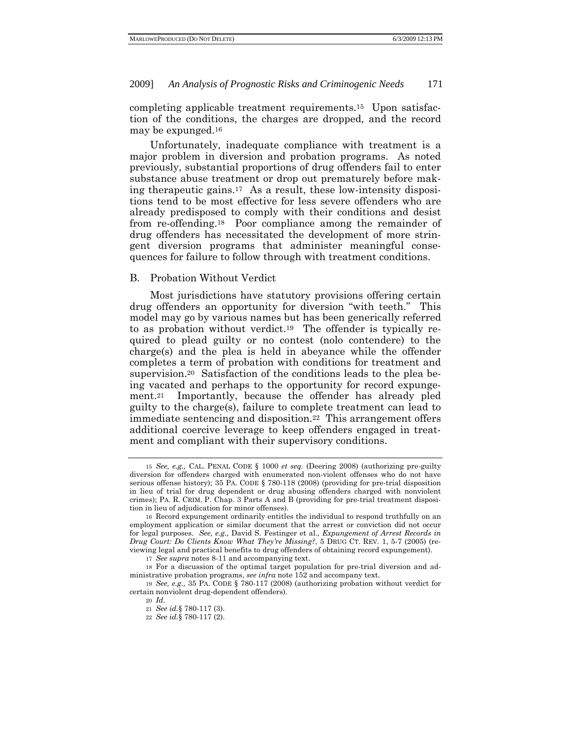completing applicable treatment requirements.[15] Upon satisfaction of the conditions, the charges are dropped, and the record may be expunged.[16]

Unfortunately, inadequate compliance with treatment is a major problem in diversion and probation programs. As noted previously, substantial proportions of drug offenders fail to enter substance abuse treatment or drop out prematurely before making therapeutic gains.[17] As a result, these low-intensity dispositions tend to be most effective for less severe offenders who are already predisposed to comply with their conditions and desist from re-offending.[18] Poor compliance among the remainder of drug offenders has necessitated the development of more stringent diversion programs that administer meaningful consequences for failure to follow through with treatment conditions.

## B. Probation Without Verdict

Most jurisdictions have statutory provisions offering certain drug offenders an opportunity for diversion "with teeth." This model may go by various names but has been generically referred to as probation without verdict.[19] The offender is typically required to plead guilty or no contest (nolo contendere) to the charge(s) and the plea is held in abeyance while the offender completes a term of probation with conditions for treatment and supervision.[20] Satisfaction of the conditions leads to the plea being vacated and perhaps to the opportunity for record expungement.[21] Importantly, because the offender has already pled guilty to the charge(s), failure to complete treatment can lead to immediate sentencing and disposition.[22] This arrangement offers additional coercive leverage to keep offenders engaged in treatment and compliant with their supervisory conditions.

---

15 *See, e.g.,* CAL. PENAL CODE § 1000 *et seq.* (Deering 2008) (authorizing pre-guilty diversion for offenders charged with enumerated non-violent offenses who do not have serious offense history); 35 PA. CODE § 780-118 (2008) (providing for pre-trial disposition in lieu of trial for drug dependent or drug abusing offenders charged with nonviolent crimes); PA. R. CRIM. P. Chap. 3 Parts A and B (providing for pre-trial treatment disposition in lieu of adjudication for minor offenses).

16 Record expungement ordinarily entitles the individual to respond truthfully on an employment application or similar document that the arrest or conviction did not occur for legal purposes. *See, e.g.,* David S. Festinger et al., *Expungement of Arrest Records in Drug Court: Do Clients Know What They're Missing?*, 5 DRUG CT. REV. 1, 5-7 (2005) (reviewing legal and practical benefits to drug offenders of obtaining record expungement).

17 *See supra* notes 8-11 and accompanying text.

18 For a discussion of the optimal target population for pre-trial diversion and administrative probation programs, *see infra* note 152 and accompany text.

19 *See, e.g.,* 35 PA. CODE § 780-117 (2008) (authorizing probation without verdict for certain nonviolent drug-dependent offenders).

20 *Id*.

21 *See id.*§ 780-117 (3).

22 *See id.*§ 780-117 (2).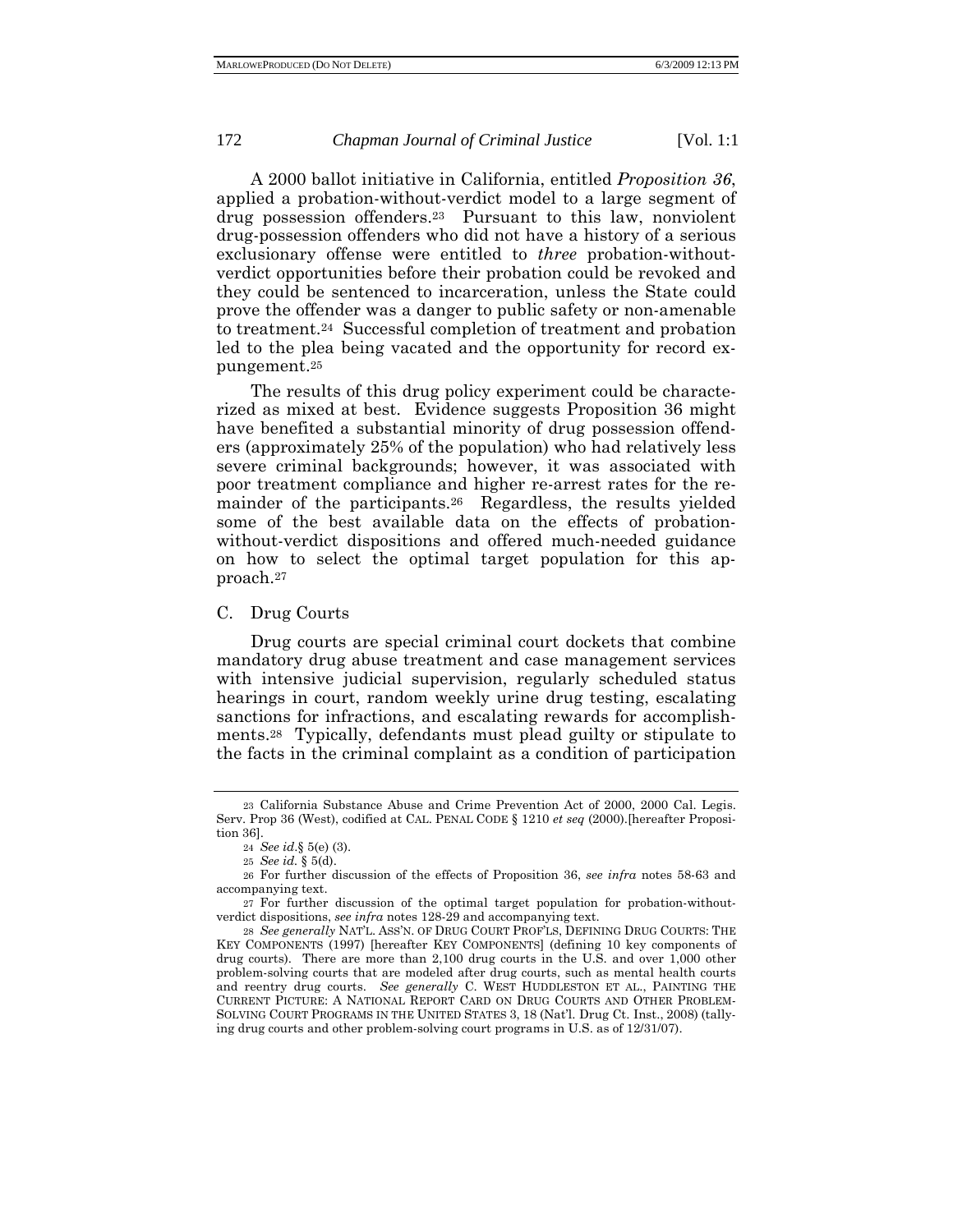A 2000 ballot initiative in California, entitled *Proposition 36*, applied a probation-without-verdict model to a large segment of drug possession offenders.[23] Pursuant to this law, nonviolent drug-possession offenders who did not have a history of a serious exclusionary offense were entitled to *three* probation-without-verdict opportunities before their probation could be revoked and they could be sentenced to incarceration, unless the State could prove the offender was a danger to public safety or non-amenable to treatment.[24] Successful completion of treatment and probation led to the plea being vacated and the opportunity for record expungement.[25]

The results of this drug policy experiment could be characterized as mixed at best. Evidence suggests Proposition 36 might have benefited a substantial minority of drug possession offenders (approximately 25% of the population) who had relatively less severe criminal backgrounds; however, it was associated with poor treatment compliance and higher re-arrest rates for the remainder of the participants.[26] Regardless, the results yielded some of the best available data on the effects of probation-without-verdict dispositions and offered much-needed guidance on how to select the optimal target population for this approach.[27]

### C. Drug Courts

Drug courts are special criminal court dockets that combine mandatory drug abuse treatment and case management services with intensive judicial supervision, regularly scheduled status hearings in court, random weekly urine drug testing, escalating sanctions for infractions, and escalating rewards for accomplishments.[28] Typically, defendants must plead guilty or stipulate to the facts in the criminal complaint as a condition of participation

---

[23] California Substance Abuse and Crime Prevention Act of 2000, 2000 Cal. Legis. Serv. Prop 36 (West), codified at CAL. PENAL CODE § 1210 *et seq* (2000).[hereafter Proposition 36].

[24] *See id*.§ 5(e) (3).

[25] *See id.* § 5(d).

[26] For further discussion of the effects of Proposition 36, *see infra* notes 58-63 and accompanying text.

[27] For further discussion of the optimal target population for probation-without-verdict dispositions, *see infra* notes 128-29 and accompanying text.

[28] *See generally* NAT'L. ASS'N. OF DRUG COURT PROF'LS, DEFINING DRUG COURTS: THE KEY COMPONENTS (1997) [hereafter KEY COMPONENTS] (defining 10 key components of drug courts). There are more than 2,100 drug courts in the U.S. and over 1,000 other problem-solving courts that are modeled after drug courts, such as mental health courts and reentry drug courts. *See generally* C. WEST HUDDLESTON ET AL., PAINTING THE CURRENT PICTURE: A NATIONAL REPORT CARD ON DRUG COURTS AND OTHER PROBLEM-SOLVING COURT PROGRAMS IN THE UNITED STATES 3, 18 (Nat'l. Drug Ct. Inst., 2008) (tallying drug courts and other problem-solving court programs in U.S. as of 12/31/07).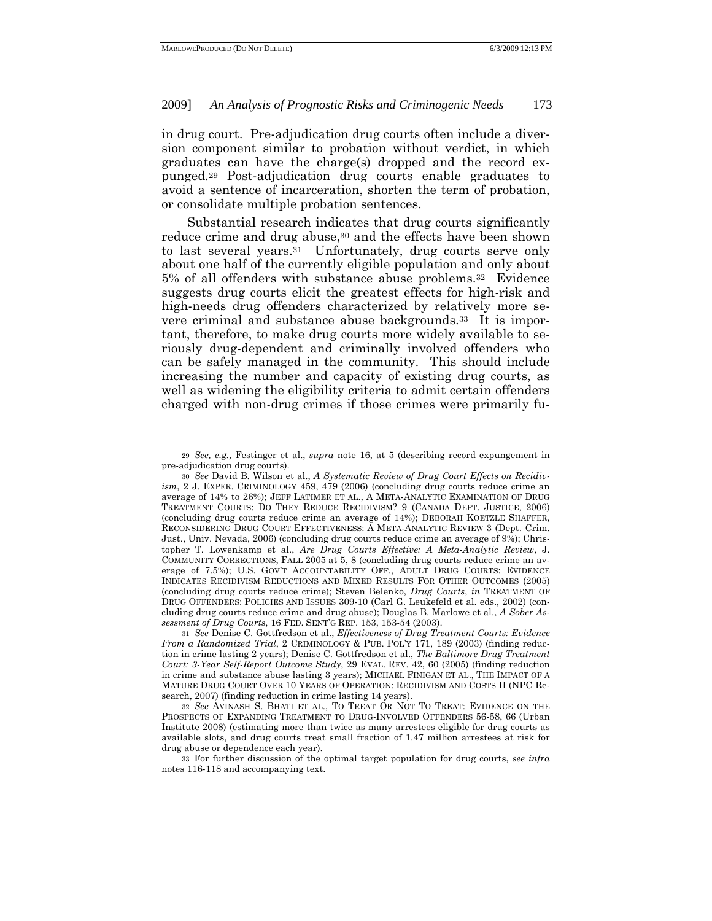in drug court. Pre-adjudication drug courts often include a diversion component similar to probation without verdict, in which graduates can have the charge(s) dropped and the record expunged.[29] Post-adjudication drug courts enable graduates to avoid a sentence of incarceration, shorten the term of probation, or consolidate multiple probation sentences.

Substantial research indicates that drug courts significantly reduce crime and drug abuse,[30] and the effects have been shown to last several years.[31] Unfortunately, drug courts serve only about one half of the currently eligible population and only about 5% of all offenders with substance abuse problems.[32] Evidence suggests drug courts elicit the greatest effects for high-risk and high-needs drug offenders characterized by relatively more severe criminal and substance abuse backgrounds.[33] It is important, therefore, to make drug courts more widely available to seriously drug-dependent and criminally involved offenders who can be safely managed in the community. This should include increasing the number and capacity of existing drug courts, as well as widening the eligibility criteria to admit certain offenders charged with non-drug crimes if those crimes were primarily fu-

---

[29] *See, e.g.,* Festinger et al., *supra* note 16, at 5 (describing record expungement in pre-adjudication drug courts).

[30] *See* David B. Wilson et al., *A Systematic Review of Drug Court Effects on Recidivism*, 2 J. EXPER. CRIMINOLOGY 459, 479 (2006) (concluding drug courts reduce crime an average of 14% to 26%); JEFF LATIMER ET AL., A META-ANALYTIC EXAMINATION OF DRUG TREATMENT COURTS: DO THEY REDUCE RECIDIVISM? 9 (CANADA DEPT. JUSTICE, 2006) (concluding drug courts reduce crime an average of 14%); DEBORAH KOETZLE SHAFFER, RECONSIDERING DRUG COURT EFFECTIVENESS: A META-ANALYTIC REVIEW 3 (Dept. Crim. Just., Univ. Nevada, 2006) (concluding drug courts reduce crime an average of 9%); Christopher T. Lowenkamp et al., *Are Drug Courts Effective: A Meta-Analytic Review*, J. COMMUNITY CORRECTIONS, FALL 2005 at 5, 8 (concluding drug courts reduce crime an average of 7.5%); U.S. GOV'T ACCOUNTABILITY OFF., ADULT DRUG COURTS: EVIDENCE INDICATES RECIDIVISM REDUCTIONS AND MIXED RESULTS FOR OTHER OUTCOMES (2005) (concluding drug courts reduce crime); Steven Belenko, *Drug Courts*, *in* TREATMENT OF DRUG OFFENDERS: POLICIES AND ISSUES 309-10 (Carl G. Leukefeld et al. eds., 2002) (concluding drug courts reduce crime and drug abuse); Douglas B. Marlowe et al., *A Sober Assessment of Drug Courts*, 16 FED. SENT'G REP. 153, 153-54 (2003).

[31] *See* Denise C. Gottfredson et al., *Effectiveness of Drug Treatment Courts: Evidence From a Randomized Trial*, 2 CRIMINOLOGY & PUB. POL'Y 171, 189 (2003) (finding reduction in crime lasting 2 years); Denise C. Gottfredson et al., *The Baltimore Drug Treatment Court: 3-Year Self-Report Outcome Study*, 29 EVAL. REV. 42, 60 (2005) (finding reduction in crime and substance abuse lasting 3 years); MICHAEL FINIGAN ET AL., THE IMPACT OF A MATURE DRUG COURT OVER 10 YEARS OF OPERATION: RECIDIVISM AND COSTS II (NPC Research, 2007) (finding reduction in crime lasting 14 years).

[32] *See* AVINASH S. BHATI ET AL., TO TREAT OR NOT TO TREAT: EVIDENCE ON THE PROSPECTS OF EXPANDING TREATMENT TO DRUG-INVOLVED OFFENDERS 56-58, 66 (Urban Institute 2008) (estimating more than twice as many arrestees eligible for drug courts as available slots, and drug courts treat small fraction of 1.47 million arrestees at risk for drug abuse or dependence each year).

[33] For further discussion of the optimal target population for drug courts, *see infra* notes 116-118 and accompanying text.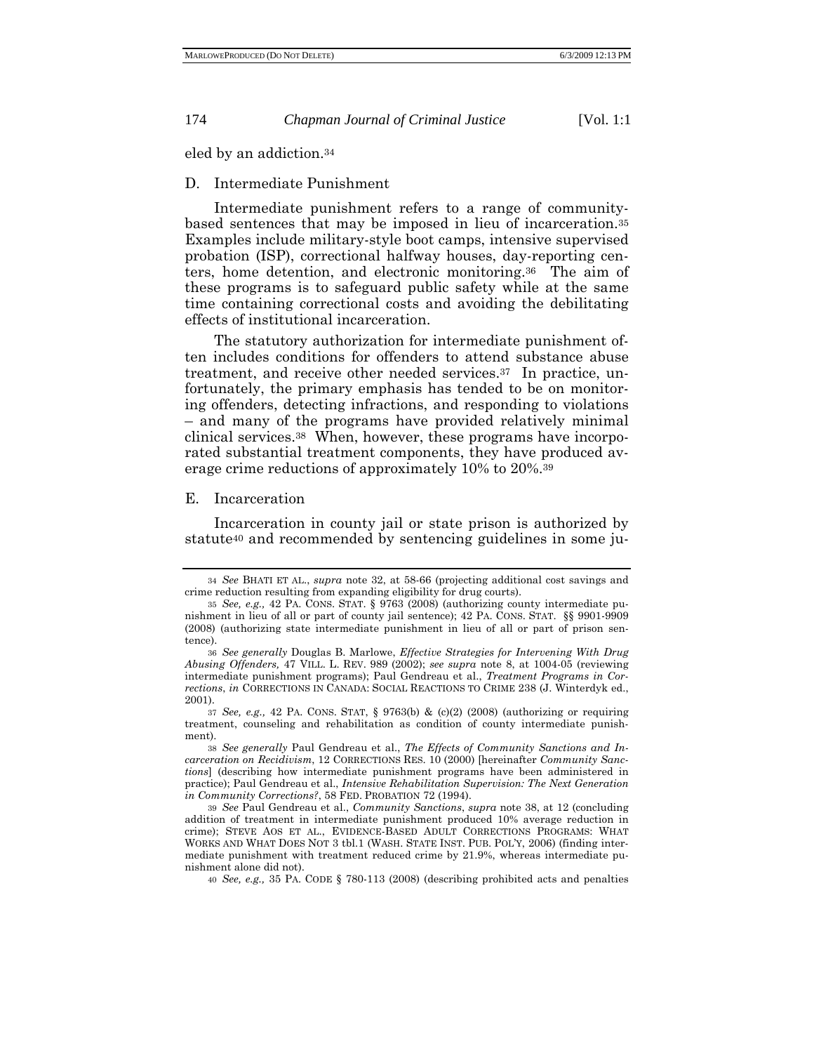eled by an addiction.[34]

## D. Intermediate Punishment

Intermediate punishment refers to a range of community-based sentences that may be imposed in lieu of incarceration.[35] Examples include military-style boot camps, intensive supervised probation (ISP), correctional halfway houses, day-reporting centers, home detention, and electronic monitoring.[36] The aim of these programs is to safeguard public safety while at the same time containing correctional costs and avoiding the debilitating effects of institutional incarceration.

The statutory authorization for intermediate punishment often includes conditions for offenders to attend substance abuse treatment, and receive other needed services.[37] In practice, unfortunately, the primary emphasis has tended to be on monitoring offenders, detecting infractions, and responding to violations – and many of the programs have provided relatively minimal clinical services.[38] When, however, these programs have incorporated substantial treatment components, they have produced average crime reductions of approximately 10% to 20%.[39]

## E. Incarceration

Incarceration in county jail or state prison is authorized by statute[40] and recommended by sentencing guidelines in some ju-

---

[34] *See* BHATI ET AL., *supra* note 32, at 58-66 (projecting additional cost savings and crime reduction resulting from expanding eligibility for drug courts).

[35] *See, e.g.,* 42 PA. CONS. STAT. § 9763 (2008) (authorizing county intermediate punishment in lieu of all or part of county jail sentence); 42 PA. CONS. STAT. §§ 9901-9909 (2008) (authorizing state intermediate punishment in lieu of all or part of prison sentence).

[36] *See generally* Douglas B. Marlowe, *Effective Strategies for Intervening With Drug Abusing Offenders,* 47 VILL. L. REV. 989 (2002); *see supra* note 8, at 1004-05 (reviewing intermediate punishment programs); Paul Gendreau et al., *Treatment Programs in Corrections*, *in* CORRECTIONS IN CANADA: SOCIAL REACTIONS TO CRIME 238 (J. Winterdyk ed., 2001).

[37] *See, e.g.,* 42 PA. CONS. STAT, § 9763(b) & (c)(2) (2008) (authorizing or requiring treatment, counseling and rehabilitation as condition of county intermediate punishment).

[38] *See generally* Paul Gendreau et al., *The Effects of Community Sanctions and Incarceration on Recidivism*, 12 CORRECTIONS RES. 10 (2000) [hereinafter *Community Sanctions*] (describing how intermediate punishment programs have been administered in practice); Paul Gendreau et al., *Intensive Rehabilitation Supervision: The Next Generation in Community Corrections?*, 58 FED. PROBATION 72 (1994).

[39] *See* Paul Gendreau et al., *Community Sanctions*, *supra* note 38, at 12 (concluding addition of treatment in intermediate punishment produced 10% average reduction in crime); STEVE AOS ET AL., EVIDENCE-BASED ADULT CORRECTIONS PROGRAMS: WHAT WORKS AND WHAT DOES NOT 3 tbl.1 (WASH. STATE INST. PUB. POL'Y, 2006) (finding intermediate punishment with treatment reduced crime by 21.9%, whereas intermediate punishment alone did not).

[40] *See, e.g.,* 35 PA. CODE § 780-113 (2008) (describing prohibited acts and penalties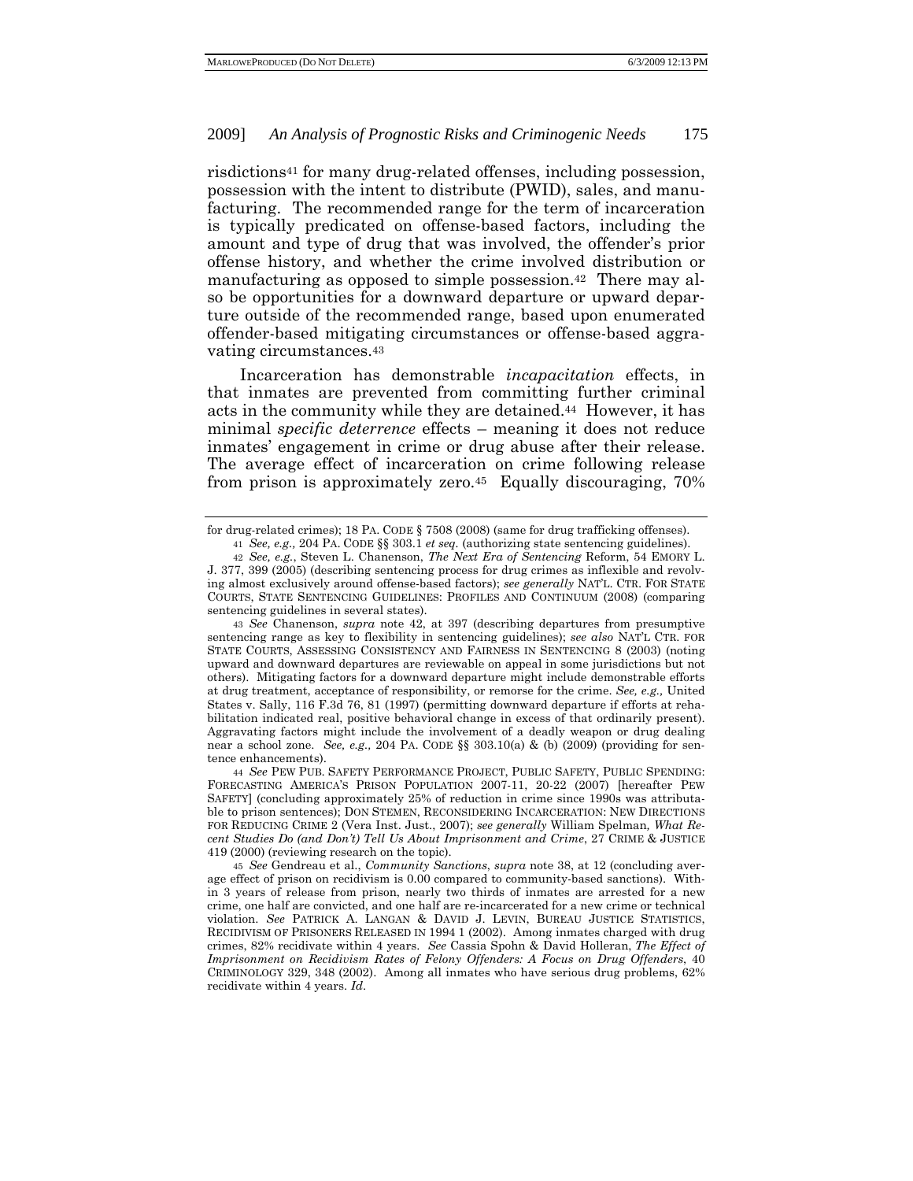risdictions[41] for many drug-related offenses, including possession, possession with the intent to distribute (PWID), sales, and manufacturing. The recommended range for the term of incarceration is typically predicated on offense-based factors, including the amount and type of drug that was involved, the offender's prior offense history, and whether the crime involved distribution or manufacturing as opposed to simple possession.[42] There may also be opportunities for a downward departure or upward departure outside of the recommended range, based upon enumerated offender-based mitigating circumstances or offense-based aggravating circumstances.[43]

Incarceration has demonstrable *incapacitation* effects, in that inmates are prevented from committing further criminal acts in the community while they are detained.[44] However, it has minimal *specific deterrence* effects – meaning it does not reduce inmates' engagement in crime or drug abuse after their release. The average effect of incarceration on crime following release from prison is approximately zero.[45] Equally discouraging, 70%

---

for drug-related crimes); 18 PA. CODE § 7508 (2008) (same for drug trafficking offenses).

41 *See, e.g.*, 204 PA. CODE §§ 303.1 *et seq*. (authorizing state sentencing guidelines).

42 *See, e.g.*, Steven L. Chanenson, *The Next Era of Sentencing* Reform, 54 EMORY L. J. 377, 399 (2005) (describing sentencing process for drug crimes as inflexible and revolving almost exclusively around offense-based factors); *see generally* NAT'L. CTR. FOR STATE COURTS, STATE SENTENCING GUIDELINES: PROFILES AND CONTINUUM (2008) (comparing sentencing guidelines in several states).

43 *See* Chanenson, *supra* note 42, at 397 (describing departures from presumptive sentencing range as key to flexibility in sentencing guidelines); *see also* NAT'L CTR. FOR STATE COURTS, ASSESSING CONSISTENCY AND FAIRNESS IN SENTENCING 8 (2003) (noting upward and downward departures are reviewable on appeal in some jurisdictions but not others). Mitigating factors for a downward departure might include demonstrable efforts at drug treatment, acceptance of responsibility, or remorse for the crime. *See, e.g.*, United States v. Sally, 116 F.3d 76, 81 (1997) (permitting downward departure if efforts at rehabilitation indicated real, positive behavioral change in excess of that ordinarily present). Aggravating factors might include the involvement of a deadly weapon or drug dealing near a school zone. *See, e.g.*, 204 PA. CODE §§ 303.10(a) & (b) (2009) (providing for sentence enhancements).

44 *See* PEW PUB. SAFETY PERFORMANCE PROJECT, PUBLIC SAFETY, PUBLIC SPENDING: FORECASTING AMERICA'S PRISON POPULATION 2007-11, 20-22 (2007) [hereafter PEW SAFETY] (concluding approximately 25% of reduction in crime since 1990s was attributable to prison sentences); DON STEMEN, RECONSIDERING INCARCERATION: NEW DIRECTIONS FOR REDUCING CRIME 2 (Vera Inst. Just., 2007); *see generally* William Spelman, *What Recent Studies Do (and Don't) Tell Us About Imprisonment and Crime*, 27 CRIME & JUSTICE 419 (2000) (reviewing research on the topic).

45 *See* Gendreau et al., *Community Sanctions*, *supra* note 38, at 12 (concluding average effect of prison on recidivism is 0.00 compared to community-based sanctions). Within 3 years of release from prison, nearly two thirds of inmates are arrested for a new crime, one half are convicted, and one half are re-incarcerated for a new crime or technical violation. *See* PATRICK A. LANGAN & DAVID J. LEVIN, BUREAU JUSTICE STATISTICS, RECIDIVISM OF PRISONERS RELEASED IN 1994 1 (2002). Among inmates charged with drug crimes, 82% recidivate within 4 years. *See* Cassia Spohn & David Holleran, *The Effect of Imprisonment on Recidivism Rates of Felony Offenders: A Focus on Drug Offenders*, 40 CRIMINOLOGY 329, 348 (2002). Among all inmates who have serious drug problems, 62% recidivate within 4 years. *Id*.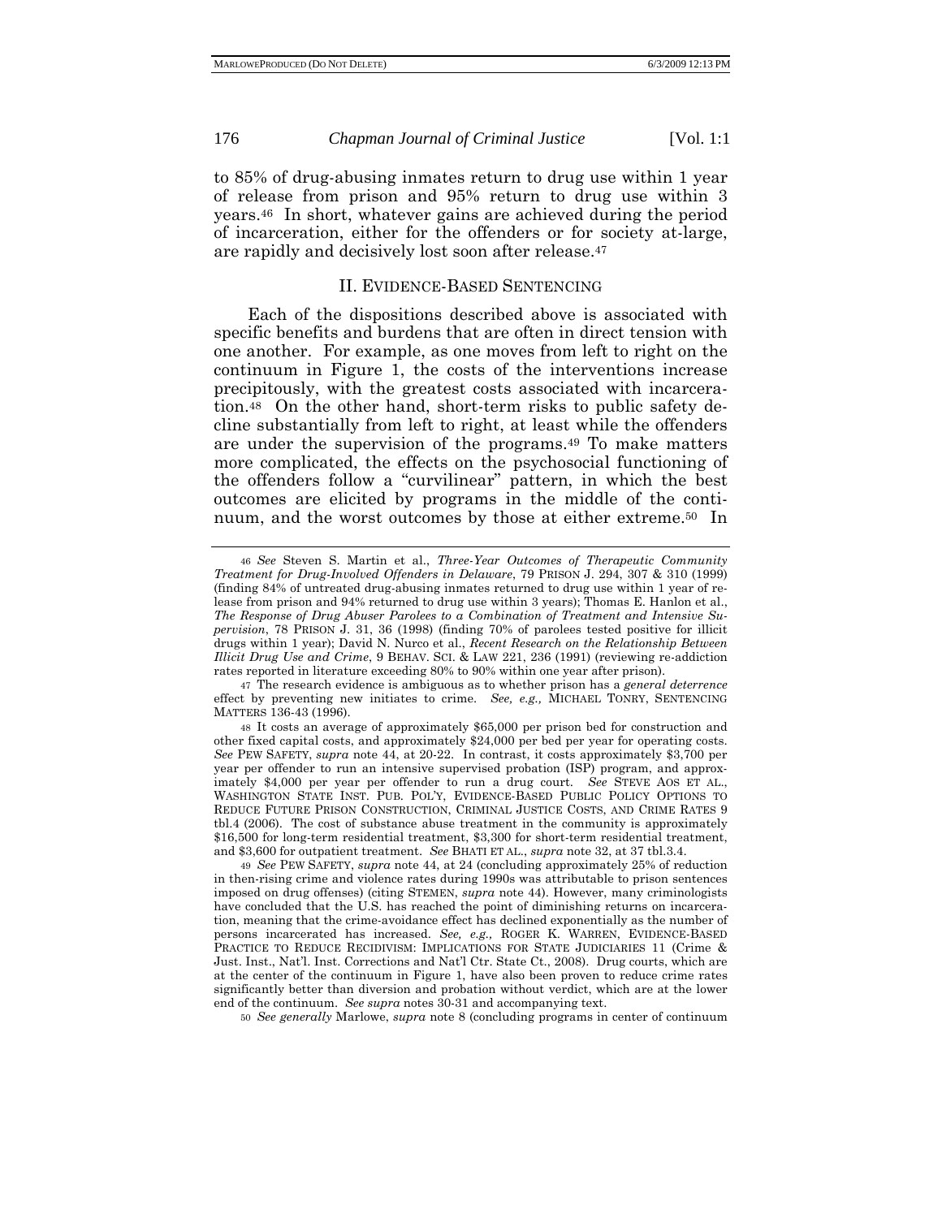to 85% of drug-abusing inmates return to drug use within 1 year of release from prison and 95% return to drug use within 3 years.[46] In short, whatever gains are achieved during the period of incarceration, either for the offenders or for society at-large, are rapidly and decisively lost soon after release.[47]

## II. EVIDENCE-BASED SENTENCING

Each of the dispositions described above is associated with specific benefits and burdens that are often in direct tension with one another. For example, as one moves from left to right on the continuum in Figure 1, the costs of the interventions increase precipitously, with the greatest costs associated with incarceration.[48] On the other hand, short-term risks to public safety decline substantially from left to right, at least while the offenders are under the supervision of the programs.[49] To make matters more complicated, the effects on the psychosocial functioning of the offenders follow a "curvilinear" pattern, in which the best outcomes are elicited by programs in the middle of the continuum, and the worst outcomes by those at either extreme.[50] In

---

[46] *See* Steven S. Martin et al., *Three-Year Outcomes of Therapeutic Community Treatment for Drug-Involved Offenders in Delaware*, 79 PRISON J. 294, 307 & 310 (1999) (finding 84% of untreated drug-abusing inmates returned to drug use within 1 year of release from prison and 94% returned to drug use within 3 years); Thomas E. Hanlon et al., *The Response of Drug Abuser Parolees to a Combination of Treatment and Intensive Supervision*, 78 PRISON J. 31, 36 (1998) (finding 70% of parolees tested positive for illicit drugs within 1 year); David N. Nurco et al., *Recent Research on the Relationship Between Illicit Drug Use and Crime*, 9 BEHAV. SCI. & LAW 221, 236 (1991) (reviewing re-addiction rates reported in literature exceeding 80% to 90% within one year after prison).

[47] The research evidence is ambiguous as to whether prison has a *general deterrence* effect by preventing new initiates to crime. *See, e.g.,* MICHAEL TONRY, SENTENCING MATTERS 136-43 (1996).

[48] It costs an average of approximately $65,000 per prison bed for construction and other fixed capital costs, and approximately $24,000 per bed per year for operating costs. *See* PEW SAFETY, *supra* note 44, at 20-22. In contrast, it costs approximately $3,700 per year per offender to run an intensive supervised probation (ISP) program, and approximately $4,000 per year per offender to run a drug court. *See* STEVE AOS ET AL., WASHINGTON STATE INST. PUB. POL'Y, EVIDENCE-BASED PUBLIC POLICY OPTIONS TO REDUCE FUTURE PRISON CONSTRUCTION, CRIMINAL JUSTICE COSTS, AND CRIME RATES 9 tbl.4 (2006). The cost of substance abuse treatment in the community is approximately $16,500 for long-term residential treatment, $3,300 for short-term residential treatment, and $3,600 for outpatient treatment. *See* BHATI ET AL., *supra* note 32, at 37 tbl.3.4.

[49] *See* PEW SAFETY, *supra* note 44, at 24 (concluding approximately 25% of reduction in then-rising crime and violence rates during 1990s was attributable to prison sentences imposed on drug offenses) (citing STEMEN, *supra* note 44). However, many criminologists have concluded that the U.S. has reached the point of diminishing returns on incarceration, meaning that the crime-avoidance effect has declined exponentially as the number of persons incarcerated has increased. *See, e.g.,* ROGER K. WARREN, EVIDENCE-BASED PRACTICE TO REDUCE RECIDIVISM: IMPLICATIONS FOR STATE JUDICIARIES 11 (Crime & Just. Inst., Nat'l. Inst. Corrections and Nat'l Ctr. State Ct., 2008). Drug courts, which are at the center of the continuum in Figure 1, have also been proven to reduce crime rates significantly better than diversion and probation without verdict, which are at the lower end of the continuum. *See supra* notes 30-31 and accompanying text.

[50] *See generally* Marlowe, *supra* note 8 (concluding programs in center of continuum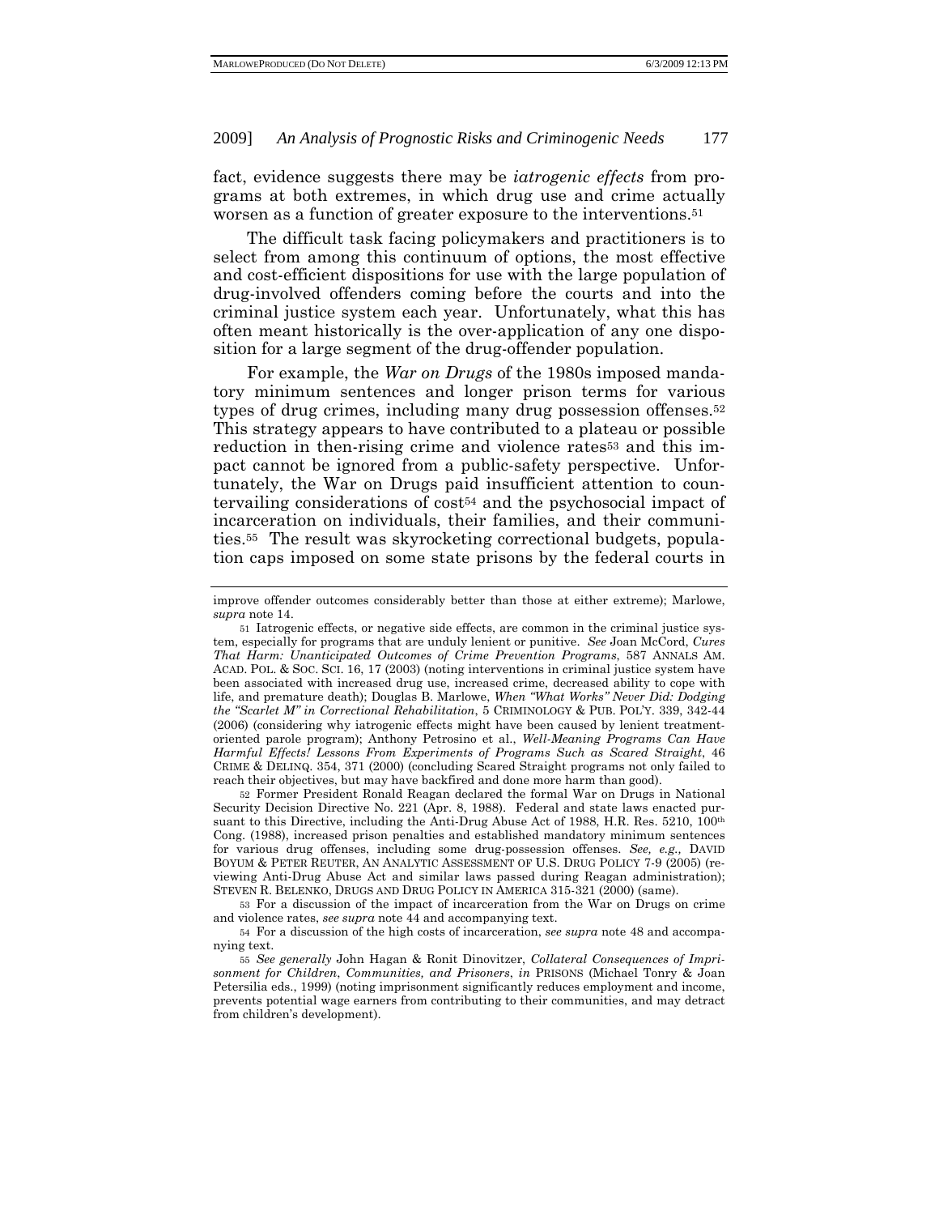fact, evidence suggests there may be *iatrogenic effects* from programs at both extremes, in which drug use and crime actually worsen as a function of greater exposure to the interventions.[51]

The difficult task facing policymakers and practitioners is to select from among this continuum of options, the most effective and cost-efficient dispositions for use with the large population of drug-involved offenders coming before the courts and into the criminal justice system each year. Unfortunately, what this has often meant historically is the over-application of any one disposition for a large segment of the drug-offender population.

For example, the *War on Drugs* of the 1980s imposed mandatory minimum sentences and longer prison terms for various types of drug crimes, including many drug possession offenses.[52] This strategy appears to have contributed to a plateau or possible reduction in then-rising crime and violence rates[53] and this impact cannot be ignored from a public-safety perspective. Unfortunately, the War on Drugs paid insufficient attention to countervailing considerations of cost[54] and the psychosocial impact of incarceration on individuals, their families, and their communities.[55] The result was skyrocketing correctional budgets, population caps imposed on some state prisons by the federal courts in

---

improve offender outcomes considerably better than those at either extreme); Marlowe, *supra* note 14.

51 Iatrogenic effects, or negative side effects, are common in the criminal justice system, especially for programs that are unduly lenient or punitive. *See* Joan McCord, *Cures That Harm: Unanticipated Outcomes of Crime Prevention Programs*, 587 ANNALS AM. ACAD. POL. & SOC. SCI. 16, 17 (2003) (noting interventions in criminal justice system have been associated with increased drug use, increased crime, decreased ability to cope with life, and premature death); Douglas B. Marlowe, *When "What Works" Never Did: Dodging the "Scarlet M" in Correctional Rehabilitation*, 5 CRIMINOLOGY & PUB. POL'Y. 339, 342-44 (2006) (considering why iatrogenic effects might have been caused by lenient treatment-oriented parole program); Anthony Petrosino et al., *Well-Meaning Programs Can Have Harmful Effects! Lessons From Experiments of Programs Such as Scared Straight*, 46 CRIME & DELINQ. 354, 371 (2000) (concluding Scared Straight programs not only failed to reach their objectives, but may have backfired and done more harm than good).

52 Former President Ronald Reagan declared the formal War on Drugs in National Security Decision Directive No. 221 (Apr. 8, 1988). Federal and state laws enacted pursuant to this Directive, including the Anti-Drug Abuse Act of 1988, H.R. Res. 5210, 100th Cong. (1988), increased prison penalties and established mandatory minimum sentences for various drug offenses, including some drug-possession offenses. *See, e.g.*, DAVID BOYUM & PETER REUTER, AN ANALYTIC ASSESSMENT OF U.S. DRUG POLICY 7-9 (2005) (reviewing Anti-Drug Abuse Act and similar laws passed during Reagan administration); STEVEN R. BELENKO, DRUGS AND DRUG POLICY IN AMERICA 315-321 (2000) (same).

53 For a discussion of the impact of incarceration from the War on Drugs on crime and violence rates, *see supra* note 44 and accompanying text.

54 For a discussion of the high costs of incarceration, *see supra* note 48 and accompanying text.

55 *See generally* John Hagan & Ronit Dinovitzer, *Collateral Consequences of Imprisonment for Children, Communities, and Prisoners*, *in* PRISONS (Michael Tonry & Joan Petersilia eds., 1999) (noting imprisonment significantly reduces employment and income, prevents potential wage earners from contributing to their communities, and may detract from children's development).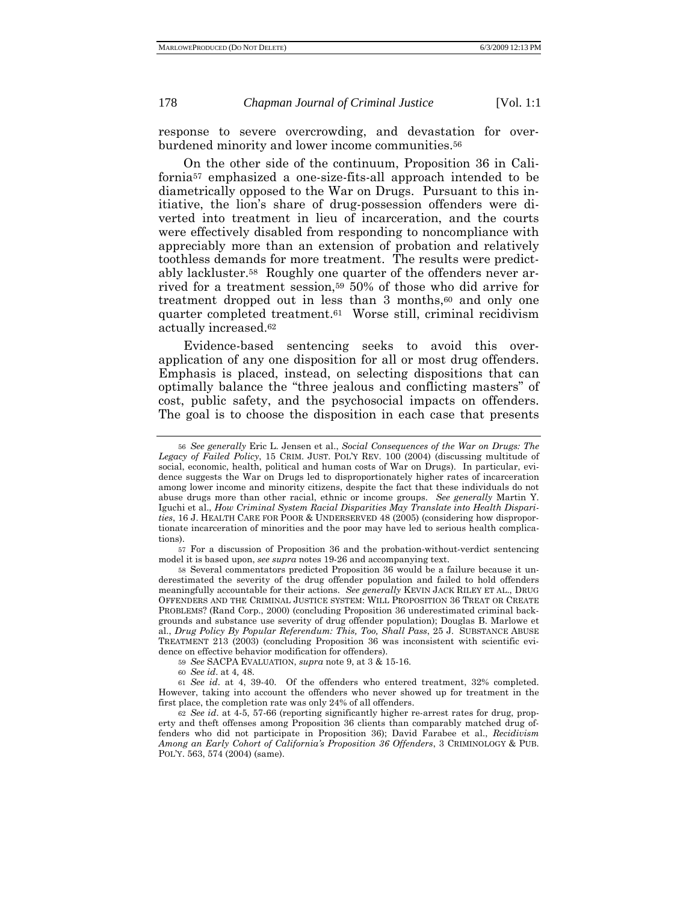response to severe overcrowding, and devastation for over-burdened minority and lower income communities.[56]

On the other side of the continuum, Proposition 36 in California[57] emphasized a one-size-fits-all approach intended to be diametrically opposed to the War on Drugs. Pursuant to this initiative, the lion's share of drug-possession offenders were diverted into treatment in lieu of incarceration, and the courts were effectively disabled from responding to noncompliance with appreciably more than an extension of probation and relatively toothless demands for more treatment. The results were predictably lackluster.[58] Roughly one quarter of the offenders never arrived for a treatment session,[59] 50% of those who did arrive for treatment dropped out in less than 3 months,[60] and only one quarter completed treatment.[61] Worse still, criminal recidivism actually increased.[62]

Evidence-based sentencing seeks to avoid this over-application of any one disposition for all or most drug offenders. Emphasis is placed, instead, on selecting dispositions that can optimally balance the "three jealous and conflicting masters" of cost, public safety, and the psychosocial impacts on offenders. The goal is to choose the disposition in each case that presents

---

[56] *See generally* Eric L. Jensen et al., *Social Consequences of the War on Drugs: The Legacy of Failed Policy*, 15 CRIM. JUST. POL'Y REV. 100 (2004) (discussing multitude of social, economic, health, political and human costs of War on Drugs). In particular, evidence suggests the War on Drugs led to disproportionately higher rates of incarceration among lower income and minority citizens, despite the fact that these individuals do not abuse drugs more than other racial, ethnic or income groups. *See generally* Martin Y. Iguchi et al., *How Criminal System Racial Disparities May Translate into Health Disparities*, 16 J. HEALTH CARE FOR POOR & UNDERSERVED 48 (2005) (considering how disproportionate incarceration of minorities and the poor may have led to serious health complications).

[57] For a discussion of Proposition 36 and the probation-without-verdict sentencing model it is based upon, *see supra* notes 19-26 and accompanying text.

[58] Several commentators predicted Proposition 36 would be a failure because it underestimated the severity of the drug offender population and failed to hold offenders meaningfully accountable for their actions. *See generally* KEVIN JACK RILEY ET AL., DRUG OFFENDERS AND THE CRIMINAL JUSTICE SYSTEM: WILL PROPOSITION 36 TREAT OR CREATE PROBLEMS? (Rand Corp., 2000) (concluding Proposition 36 underestimated criminal backgrounds and substance use severity of drug offender population); Douglas B. Marlowe et al., *Drug Policy By Popular Referendum: This, Too, Shall Pass*, 25 J. SUBSTANCE ABUSE TREATMENT 213 (2003) (concluding Proposition 36 was inconsistent with scientific evidence on effective behavior modification for offenders).

[59] *See* SACPA EVALUATION, *supra* note 9, at 3 & 15-16.

[60] *See id*. at 4, 48.

[61] *See id*. at 4, 39-40. Of the offenders who entered treatment, 32% completed. However, taking into account the offenders who never showed up for treatment in the first place, the completion rate was only 24% of all offenders.

[62] *See id*. at 4-5, 57-66 (reporting significantly higher re-arrest rates for drug, property and theft offenses among Proposition 36 clients than comparably matched drug offenders who did not participate in Proposition 36); David Farabee et al., *Recidivism Among an Early Cohort of California's Proposition 36 Offenders*, 3 CRIMINOLOGY & PUB. POL'Y. 563, 574 (2004) (same).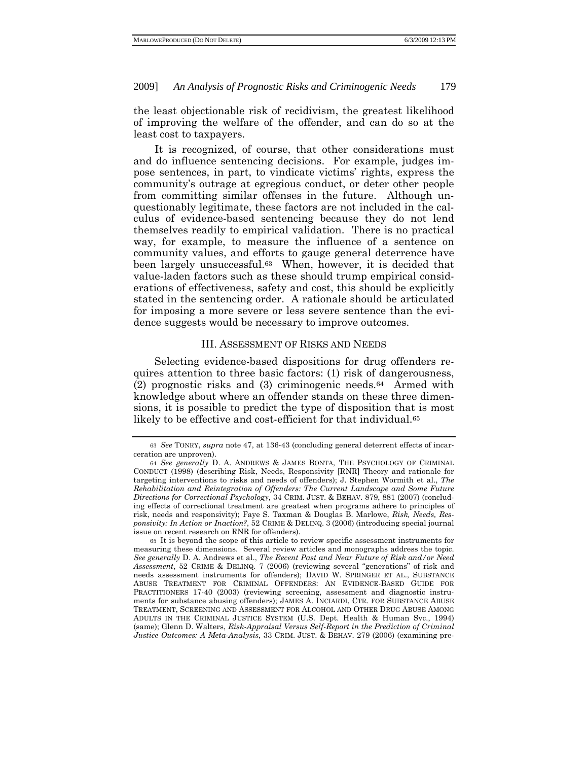the least objectionable risk of recidivism, the greatest likelihood of improving the welfare of the offender, and can do so at the least cost to taxpayers.

It is recognized, of course, that other considerations must and do influence sentencing decisions. For example, judges impose sentences, in part, to vindicate victims' rights, express the community's outrage at egregious conduct, or deter other people from committing similar offenses in the future. Although unquestionably legitimate, these factors are not included in the calculus of evidence-based sentencing because they do not lend themselves readily to empirical validation. There is no practical way, for example, to measure the influence of a sentence on community values, and efforts to gauge general deterrence have been largely unsuccessful.[63] When, however, it is decided that value-laden factors such as these should trump empirical considerations of effectiveness, safety and cost, this should be explicitly stated in the sentencing order. A rationale should be articulated for imposing a more severe or less severe sentence than the evidence suggests would be necessary to improve outcomes.

## III. ASSESSMENT OF RISKS AND NEEDS

Selecting evidence-based dispositions for drug offenders requires attention to three basic factors: (1) risk of dangerousness, (2) prognostic risks and (3) criminogenic needs.[64] Armed with knowledge about where an offender stands on these three dimensions, it is possible to predict the type of disposition that is most likely to be effective and cost-efficient for that individual.[65]

---

[63] *See* TONRY, *supra* note 47, at 136-43 (concluding general deterrent effects of incarceration are unproven).

[64] *See generally* D. A. ANDREWS & JAMES BONTA, THE PSYCHOLOGY OF CRIMINAL CONDUCT (1998) (describing Risk, Needs, Responsivity [RNR] Theory and rationale for targeting interventions to risks and needs of offenders); J. Stephen Wormith et al., *The Rehabilitation and Reintegration of Offenders: The Current Landscape and Some Future Directions for Correctional Psychology*, 34 CRIM. JUST. & BEHAV. 879, 881 (2007) (concluding effects of correctional treatment are greatest when programs adhere to principles of risk, needs and responsivity); Faye S. Taxman & Douglas B. Marlowe, *Risk, Needs, Responsivity: In Action or Inaction?*, 52 CRIME & DELINQ. 3 (2006) (introducing special journal issue on recent research on RNR for offenders).

[65] It is beyond the scope of this article to review specific assessment instruments for measuring these dimensions. Several review articles and monographs address the topic. *See generally* D. A. Andrews et al., *The Recent Past and Near Future of Risk and/or Need Assessment*, 52 CRIME & DELINQ. 7 (2006) (reviewing several "generations" of risk and needs assessment instruments for offenders); DAVID W. SPRINGER ET AL., SUBSTANCE ABUSE TREATMENT FOR CRIMINAL OFFENDERS: AN EVIDENCE-BASED GUIDE FOR PRACTITIONERS 17-40 (2003) (reviewing screening, assessment and diagnostic instruments for substance abusing offenders); JAMES A. INCIARDI, CTR. FOR SUBSTANCE ABUSE TREATMENT, SCREENING AND ASSESSMENT FOR ALCOHOL AND OTHER DRUG ABUSE AMONG ADULTS IN THE CRIMINAL JUSTICE SYSTEM (U.S. Dept. Health & Human Svc., 1994) (same); Glenn D. Walters, *Risk-Appraisal Versus Self-Report in the Prediction of Criminal Justice Outcomes: A Meta-Analysis*, 33 CRIM. JUST. & BEHAV. 279 (2006) (examining pre-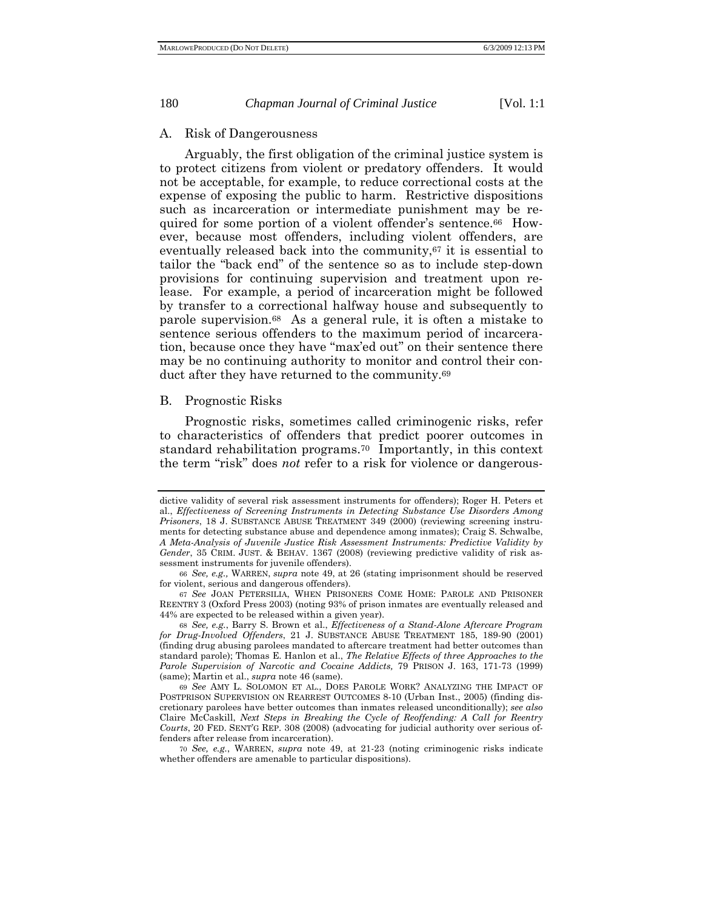## A. Risk of Dangerousness

Arguably, the first obligation of the criminal justice system is to protect citizens from violent or predatory offenders. It would not be acceptable, for example, to reduce correctional costs at the expense of exposing the public to harm. Restrictive dispositions such as incarceration or intermediate punishment may be required for some portion of a violent offender's sentence.[66] However, because most offenders, including violent offenders, are eventually released back into the community,[67] it is essential to tailor the "back end" of the sentence so as to include step-down provisions for continuing supervision and treatment upon release. For example, a period of incarceration might be followed by transfer to a correctional halfway house and subsequently to parole supervision.[68] As a general rule, it is often a mistake to sentence serious offenders to the maximum period of incarceration, because once they have "max'ed out" on their sentence there may be no continuing authority to monitor and control their conduct after they have returned to the community.[69]

## B. Prognostic Risks

Prognostic risks, sometimes called criminogenic risks, refer to characteristics of offenders that predict poorer outcomes in standard rehabilitation programs.[70] Importantly, in this context the term "risk" does *not* refer to a risk for violence or dangerous-

---

dictive validity of several risk assessment instruments for offenders); Roger H. Peters et al., *Effectiveness of Screening Instruments in Detecting Substance Use Disorders Among Prisoners*, 18 J. SUBSTANCE ABUSE TREATMENT 349 (2000) (reviewing screening instruments for detecting substance abuse and dependence among inmates); Craig S. Schwalbe, *A Meta-Analysis of Juvenile Justice Risk Assessment Instruments: Predictive Validity by Gender*, 35 CRIM. JUST. & BEHAV. 1367 (2008) (reviewing predictive validity of risk assessment instruments for juvenile offenders).

66 *See, e.g.,* WARREN, *supra* note 49, at 26 (stating imprisonment should be reserved for violent, serious and dangerous offenders).

67 *See* JOAN PETERSILIA, WHEN PRISONERS COME HOME: PAROLE AND PRISONER REENTRY 3 (Oxford Press 2003) (noting 93% of prison inmates are eventually released and 44% are expected to be released within a given year).

68 *See, e.g.*, Barry S. Brown et al., *Effectiveness of a Stand-Alone Aftercare Program for Drug-Involved Offenders*, 21 J. SUBSTANCE ABUSE TREATMENT 185, 189-90 (2001) (finding drug abusing parolees mandated to aftercare treatment had better outcomes than standard parole); Thomas E. Hanlon et al., *The Relative Effects of three Approaches to the Parole Supervision of Narcotic and Cocaine Addicts,* 79 PRISON J. 163, 171-73 (1999) (same); Martin et al., *supra* note 46 (same).

69 *See* AMY L. SOLOMON ET AL., DOES PAROLE WORK? ANALYZING THE IMPACT OF POSTPRISON SUPERVISION ON REARREST OUTCOMES 8-10 (Urban Inst., 2005) (finding discretionary parolees have better outcomes than inmates released unconditionally); *see also* Claire McCaskill, *Next Steps in Breaking the Cycle of Reoffending: A Call for Reentry Courts*, 20 FED. SENT'G REP. 308 (2008) (advocating for judicial authority over serious offenders after release from incarceration).

70 *See, e.g.*, WARREN, *supra* note 49, at 21-23 (noting criminogenic risks indicate whether offenders are amenable to particular dispositions).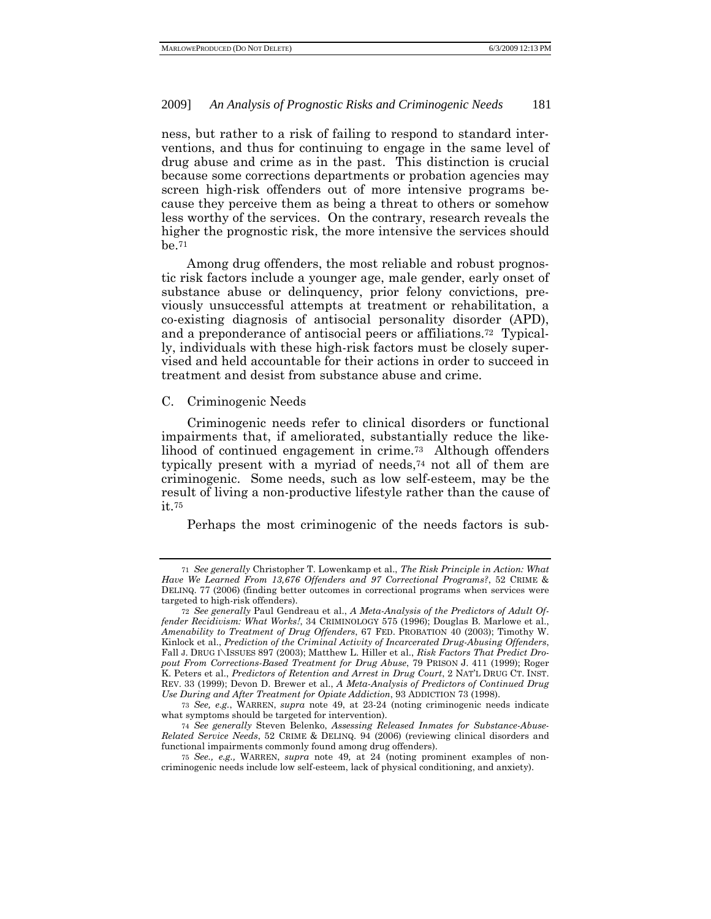ness, but rather to a risk of failing to respond to standard interventions, and thus for continuing to engage in the same level of drug abuse and crime as in the past. This distinction is crucial because some corrections departments or probation agencies may screen high-risk offenders out of more intensive programs because they perceive them as being a threat to others or somehow less worthy of the services. On the contrary, research reveals the higher the prognostic risk, the more intensive the services should be.[71]

Among drug offenders, the most reliable and robust prognostic risk factors include a younger age, male gender, early onset of substance abuse or delinquency, prior felony convictions, previously unsuccessful attempts at treatment or rehabilitation, a co-existing diagnosis of antisocial personality disorder (APD), and a preponderance of antisocial peers or affiliations.[72] Typically, individuals with these high-risk factors must be closely supervised and held accountable for their actions in order to succeed in treatment and desist from substance abuse and crime.

### C. Criminogenic Needs

Criminogenic needs refer to clinical disorders or functional impairments that, if ameliorated, substantially reduce the likelihood of continued engagement in crime.[73] Although offenders typically present with a myriad of needs,[74] not all of them are criminogenic. Some needs, such as low self-esteem, may be the result of living a non-productive lifestyle rather than the cause of it.[75]

Perhaps the most criminogenic of the needs factors is sub-

---

[71] *See generally* Christopher T. Lowenkamp et al., *The Risk Principle in Action: What Have We Learned From 13,676 Offenders and 97 Correctional Programs?*, 52 CRIME & DELINQ. 77 (2006) (finding better outcomes in correctional programs when services were targeted to high-risk offenders).

[72] *See generally* Paul Gendreau et al., *A Meta-Analysis of the Predictors of Adult Offender Recidivism: What Works!*, 34 CRIMINOLOGY 575 (1996); Douglas B. Marlowe et al., *Amenability to Treatment of Drug Offenders*, 67 FED. PROBATION 40 (2003); Timothy W. Kinlock et al., *Prediction of the Criminal Activity of Incarcerated Drug-Abusing Offenders*, Fall J. DRUG I\ISSUES 897 (2003); Matthew L. Hiller et al., *Risk Factors That Predict Dropout From Corrections-Based Treatment for Drug Abuse*, 79 PRISON J. 411 (1999); Roger K. Peters et al., *Predictors of Retention and Arrest in Drug Court*, 2 NAT'L DRUG CT. INST. REV. 33 (1999); Devon D. Brewer et al., *A Meta-Analysis of Predictors of Continued Drug Use During and After Treatment for Opiate Addiction*, 93 ADDICTION 73 (1998).

[73] *See, e.g.*, WARREN, *supra* note 49, at 23-24 (noting criminogenic needs indicate what symptoms should be targeted for intervention).

[74] *See generally* Steven Belenko, *Assessing Released Inmates for Substance-Abuse-Related Service Needs*, 52 CRIME & DELINQ. 94 (2006) (reviewing clinical disorders and functional impairments commonly found among drug offenders).

[75] *See., e.g.,* WARREN, *supra* note 49, at 24 (noting prominent examples of non-criminogenic needs include low self-esteem, lack of physical conditioning, and anxiety).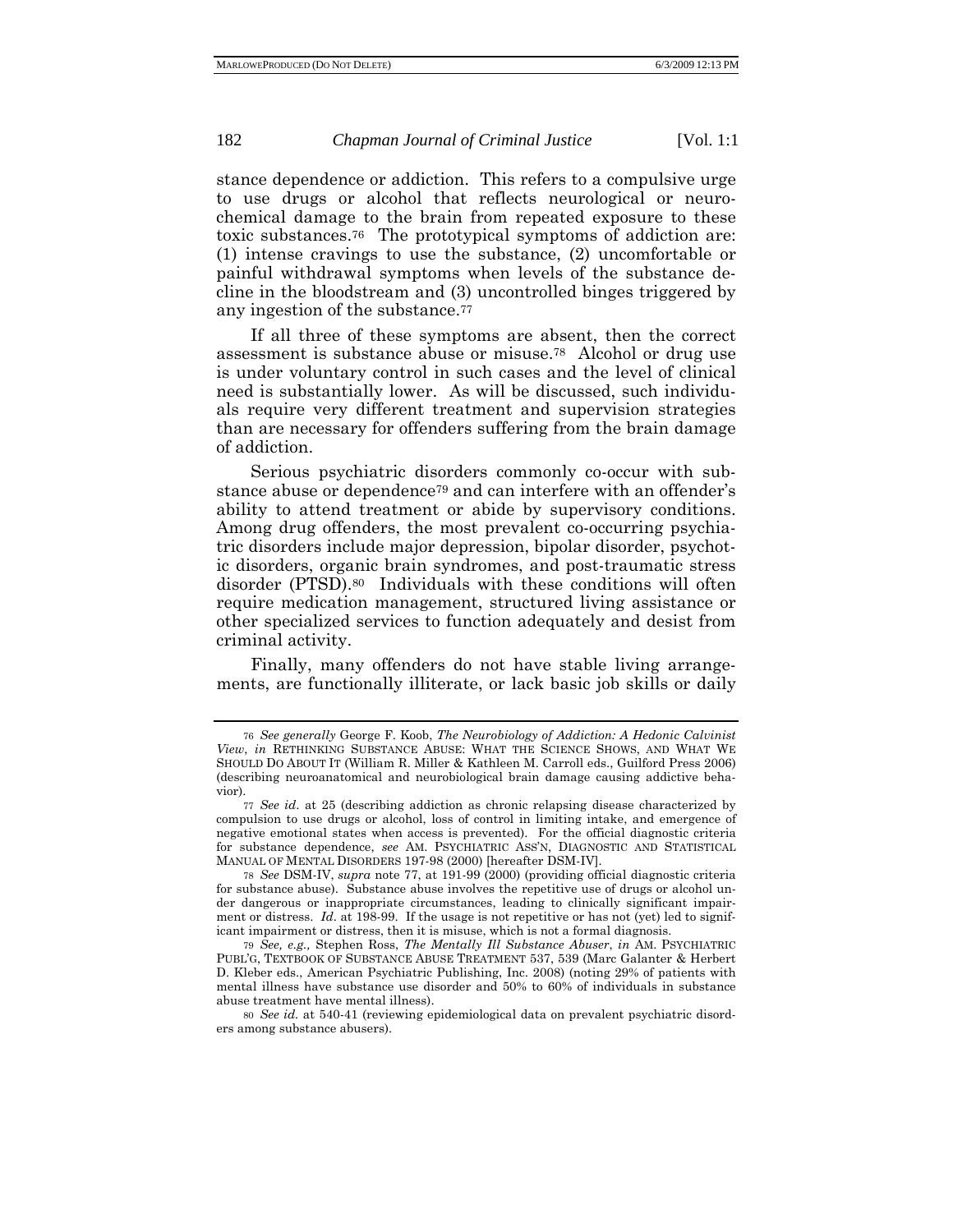stance dependence or addiction. This refers to a compulsive urge to use drugs or alcohol that reflects neurological or neurochemical damage to the brain from repeated exposure to these toxic substances.[76] The prototypical symptoms of addiction are: (1) intense cravings to use the substance, (2) uncomfortable or painful withdrawal symptoms when levels of the substance decline in the bloodstream and (3) uncontrolled binges triggered by any ingestion of the substance.[77]

If all three of these symptoms are absent, then the correct assessment is substance abuse or misuse.[78] Alcohol or drug use is under voluntary control in such cases and the level of clinical need is substantially lower. As will be discussed, such individuals require very different treatment and supervision strategies than are necessary for offenders suffering from the brain damage of addiction.

Serious psychiatric disorders commonly co-occur with substance abuse or dependence[79] and can interfere with an offender's ability to attend treatment or abide by supervisory conditions. Among drug offenders, the most prevalent co-occurring psychiatric disorders include major depression, bipolar disorder, psychotic disorders, organic brain syndromes, and post-traumatic stress disorder (PTSD).[80] Individuals with these conditions will often require medication management, structured living assistance or other specialized services to function adequately and desist from criminal activity.

Finally, many offenders do not have stable living arrangements, are functionally illiterate, or lack basic job skills or daily

---

76 *See generally* George F. Koob, *The Neurobiology of Addiction: A Hedonic Calvinist View*, *in* RETHINKING SUBSTANCE ABUSE: WHAT THE SCIENCE SHOWS, AND WHAT WE SHOULD DO ABOUT IT (William R. Miller & Kathleen M. Carroll eds., Guilford Press 2006) (describing neuroanatomical and neurobiological brain damage causing addictive behavior).

77 *See id.* at 25 (describing addiction as chronic relapsing disease characterized by compulsion to use drugs or alcohol, loss of control in limiting intake, and emergence of negative emotional states when access is prevented). For the official diagnostic criteria for substance dependence, *see* AM. PSYCHIATRIC ASS'N, DIAGNOSTIC AND STATISTICAL MANUAL OF MENTAL DISORDERS 197-98 (2000) [hereafter DSM-IV].

78 *See* DSM-IV, *supra* note 77, at 191-99 (2000) (providing official diagnostic criteria for substance abuse). Substance abuse involves the repetitive use of drugs or alcohol under dangerous or inappropriate circumstances, leading to clinically significant impairment or distress. *Id.* at 198-99. If the usage is not repetitive or has not (yet) led to significant impairment or distress, then it is misuse, which is not a formal diagnosis.

79 *See, e.g.,* Stephen Ross, *The Mentally Ill Substance Abuser*, *in* AM. PSYCHIATRIC PUBL'G, TEXTBOOK OF SUBSTANCE ABUSE TREATMENT 537, 539 (Marc Galanter & Herbert D. Kleber eds., American Psychiatric Publishing, Inc. 2008) (noting 29% of patients with mental illness have substance use disorder and 50% to 60% of individuals in substance abuse treatment have mental illness).

80 *See id.* at 540-41 (reviewing epidemiological data on prevalent psychiatric disorders among substance abusers).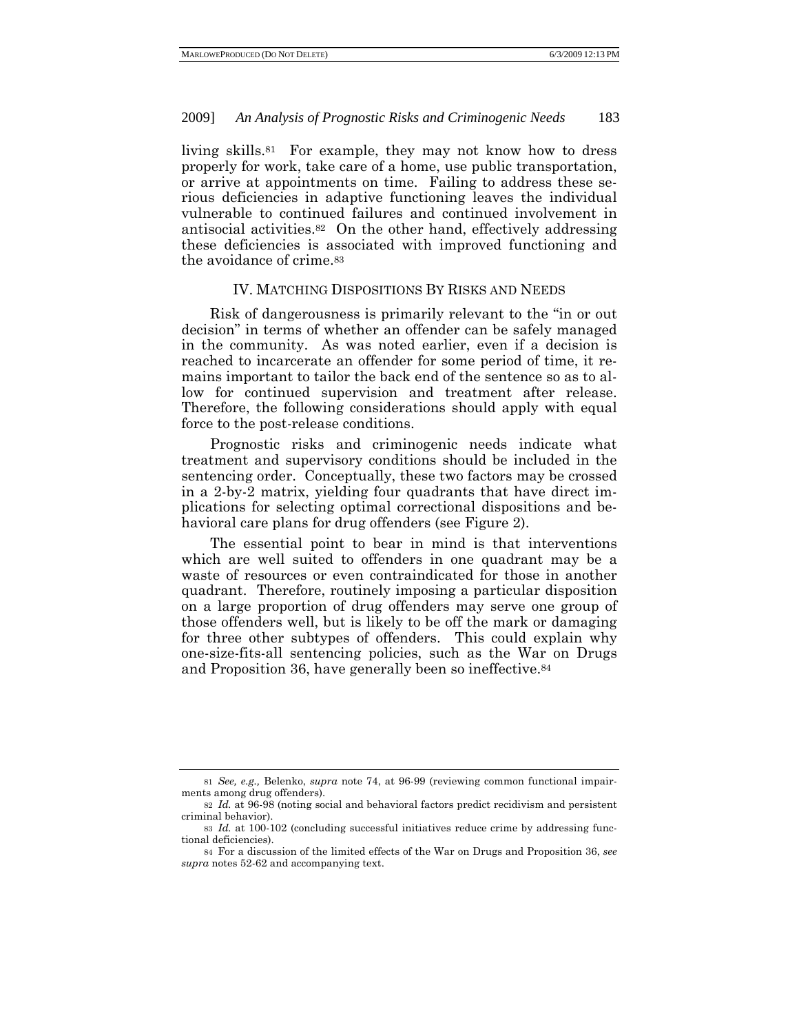living skills.[81] For example, they may not know how to dress properly for work, take care of a home, use public transportation, or arrive at appointments on time. Failing to address these serious deficiencies in adaptive functioning leaves the individual vulnerable to continued failures and continued involvement in antisocial activities.[82] On the other hand, effectively addressing these deficiencies is associated with improved functioning and the avoidance of crime.[83]

## IV. MATCHING DISPOSITIONS BY RISKS AND NEEDS

Risk of dangerousness is primarily relevant to the "in or out decision" in terms of whether an offender can be safely managed in the community. As was noted earlier, even if a decision is reached to incarcerate an offender for some period of time, it remains important to tailor the back end of the sentence so as to allow for continued supervision and treatment after release. Therefore, the following considerations should apply with equal force to the post-release conditions.

Prognostic risks and criminogenic needs indicate what treatment and supervisory conditions should be included in the sentencing order. Conceptually, these two factors may be crossed in a 2-by-2 matrix, yielding four quadrants that have direct implications for selecting optimal correctional dispositions and behavioral care plans for drug offenders (see Figure 2).

The essential point to bear in mind is that interventions which are well suited to offenders in one quadrant may be a waste of resources or even contraindicated for those in another quadrant. Therefore, routinely imposing a particular disposition on a large proportion of drug offenders may serve one group of those offenders well, but is likely to be off the mark or damaging for three other subtypes of offenders. This could explain why one-size-fits-all sentencing policies, such as the War on Drugs and Proposition 36, have generally been so ineffective.[84]

---

[81] *See, e.g.,* Belenko, *supra* note 74, at 96-99 (reviewing common functional impairments among drug offenders).

[82] *Id.* at 96-98 (noting social and behavioral factors predict recidivism and persistent criminal behavior).

[83] *Id.* at 100-102 (concluding successful initiatives reduce crime by addressing functional deficiencies).

[84] For a discussion of the limited effects of the War on Drugs and Proposition 36, *see supra* notes 52-62 and accompanying text.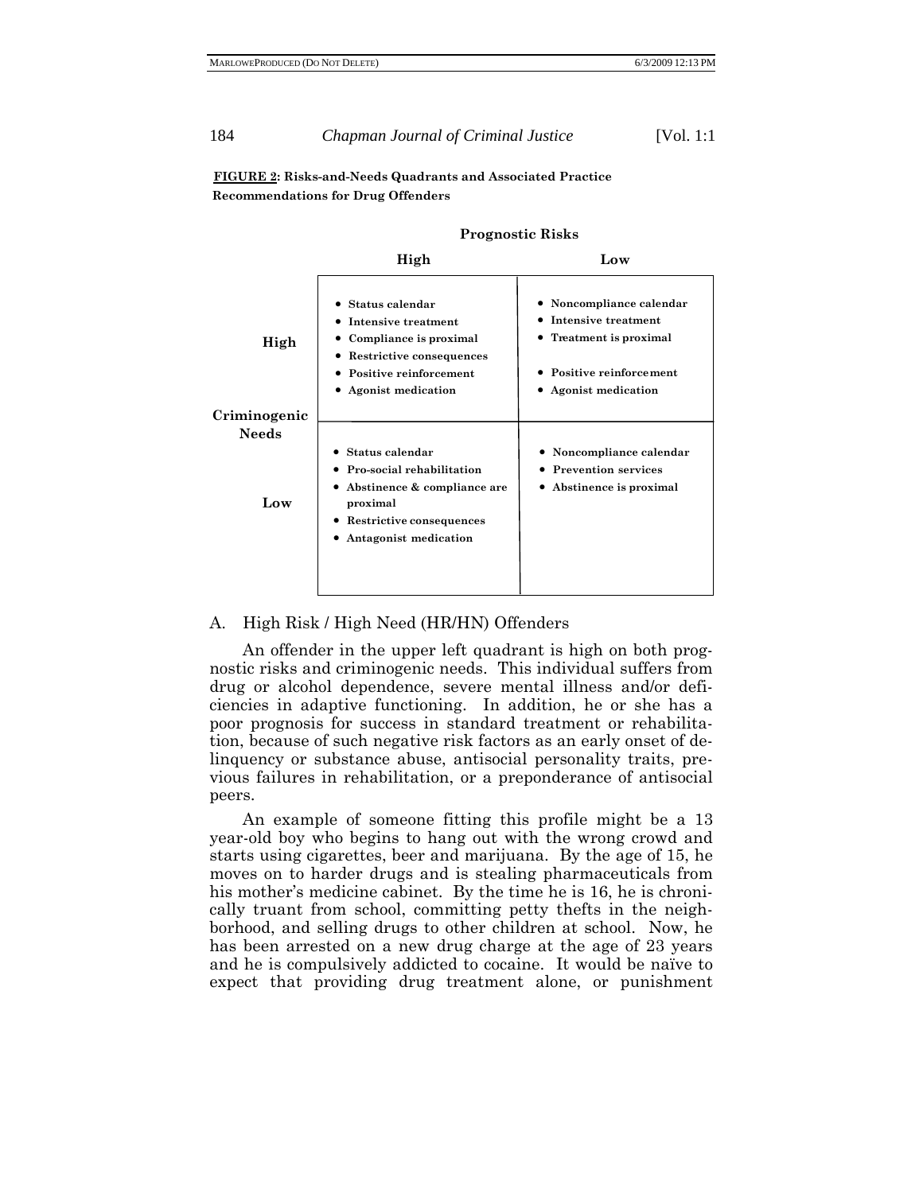**FIGURE 2: Risks-and-Needs Quadrants and Associated Practice Recommendations for Drug Offenders**

| | | Prognostic Risks | |
|---|---|---|---|
| | | **High** | **Low** |
| **Criminogenic Needs** | **High** | • Status calendar<br>• Intensive treatment<br>• Compliance is proximal<br>• Restrictive consequences<br>• Positive reinforcement<br>• Agonist medication | • Noncompliance calendar<br>• Intensive treatment<br>• Treatment is proximal<br>• Positive reinforcement<br>• Agonist medication |
| | **Low** | • Status calendar<br>• Pro-social rehabilitation<br>• Abstinence & compliance are proximal<br>• Restrictive consequences<br>• Antagonist medication | • Noncompliance calendar<br>• Prevention services<br>• Abstinence is proximal |

A. High Risk / High Need (HR/HN) Offenders

An offender in the upper left quadrant is high on both prognostic risks and criminogenic needs. This individual suffers from drug or alcohol dependence, severe mental illness and/or deficiencies in adaptive functioning. In addition, he or she has a poor prognosis for success in standard treatment or rehabilitation, because of such negative risk factors as an early onset of delinquency or substance abuse, antisocial personality traits, previous failures in rehabilitation, or a preponderance of antisocial peers.

An example of someone fitting this profile might be a 13 year-old boy who begins to hang out with the wrong crowd and starts using cigarettes, beer and marijuana. By the age of 15, he moves on to harder drugs and is stealing pharmaceuticals from his mother's medicine cabinet. By the time he is 16, he is chronically truant from school, committing petty thefts in the neighborhood, and selling drugs to other children at school. Now, he has been arrested on a new drug charge at the age of 23 years and he is compulsively addicted to cocaine. It would be naïve to expect that providing drug treatment alone, or punishment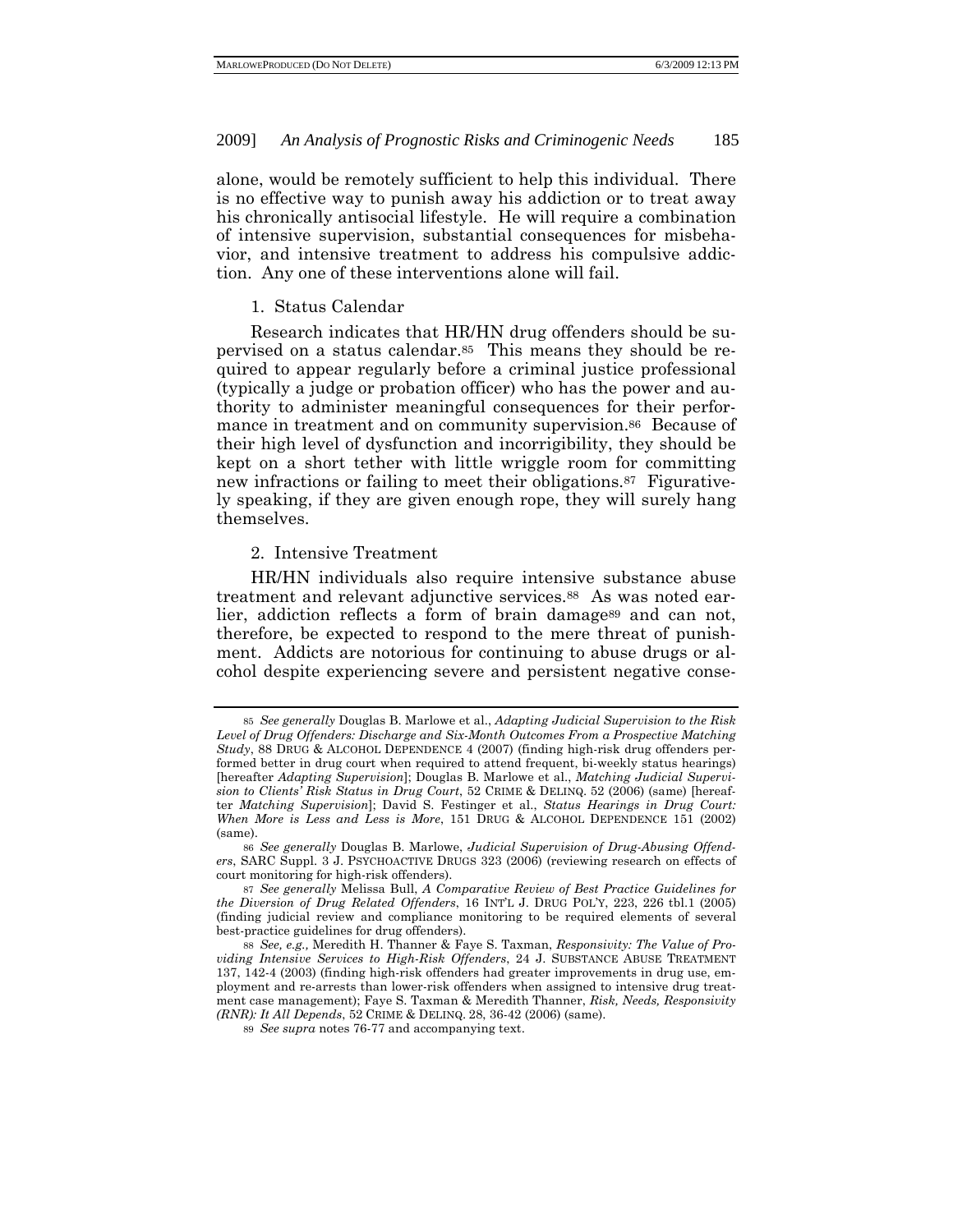alone, would be remotely sufficient to help this individual. There is no effective way to punish away his addiction or to treat away his chronically antisocial lifestyle. He will require a combination of intensive supervision, substantial consequences for misbehavior, and intensive treatment to address his compulsive addiction. Any one of these interventions alone will fail.

### 1. Status Calendar

Research indicates that HR/HN drug offenders should be supervised on a status calendar.[85] This means they should be required to appear regularly before a criminal justice professional (typically a judge or probation officer) who has the power and authority to administer meaningful consequences for their performance in treatment and on community supervision.[86] Because of their high level of dysfunction and incorrigibility, they should be kept on a short tether with little wriggle room for committing new infractions or failing to meet their obligations.[87] Figuratively speaking, if they are given enough rope, they will surely hang themselves.

### 2. Intensive Treatment

HR/HN individuals also require intensive substance abuse treatment and relevant adjunctive services.[88] As was noted earlier, addiction reflects a form of brain damage[89] and can not, therefore, be expected to respond to the mere threat of punishment. Addicts are notorious for continuing to abuse drugs or alcohol despite experiencing severe and persistent negative conse-

---

[85] *See generally* Douglas B. Marlowe et al., *Adapting Judicial Supervision to the Risk Level of Drug Offenders: Discharge and Six-Month Outcomes From a Prospective Matching Study*, 88 DRUG & ALCOHOL DEPENDENCE 4 (2007) (finding high-risk drug offenders performed better in drug court when required to attend frequent, bi-weekly status hearings) [hereafter *Adapting Supervision*]; Douglas B. Marlowe et al., *Matching Judicial Supervision to Clients' Risk Status in Drug Court*, 52 CRIME & DELINQ. 52 (2006) (same) [hereafter *Matching Supervision*]; David S. Festinger et al., *Status Hearings in Drug Court: When More is Less and Less is More*, 151 DRUG & ALCOHOL DEPENDENCE 151 (2002) (same).

[86] *See generally* Douglas B. Marlowe, *Judicial Supervision of Drug-Abusing Offenders*, SARC Suppl. 3 J. PSYCHOACTIVE DRUGS 323 (2006) (reviewing research on effects of court monitoring for high-risk offenders).

[87] *See generally* Melissa Bull, *A Comparative Review of Best Practice Guidelines for the Diversion of Drug Related Offenders*, 16 INT'L J. DRUG POL'Y, 223, 226 tbl.1 (2005) (finding judicial review and compliance monitoring to be required elements of several best-practice guidelines for drug offenders).

[88] *See, e.g.,* Meredith H. Thanner & Faye S. Taxman, *Responsivity: The Value of Providing Intensive Services to High-Risk Offenders*, 24 J. SUBSTANCE ABUSE TREATMENT 137, 142-4 (2003) (finding high-risk offenders had greater improvements in drug use, employment and re-arrests than lower-risk offenders when assigned to intensive drug treatment case management); Faye S. Taxman & Meredith Thanner, *Risk, Needs, Responsivity (RNR): It All Depends*, 52 CRIME & DELINQ. 28, 36-42 (2006) (same).

[89] *See supra* notes 76-77 and accompanying text.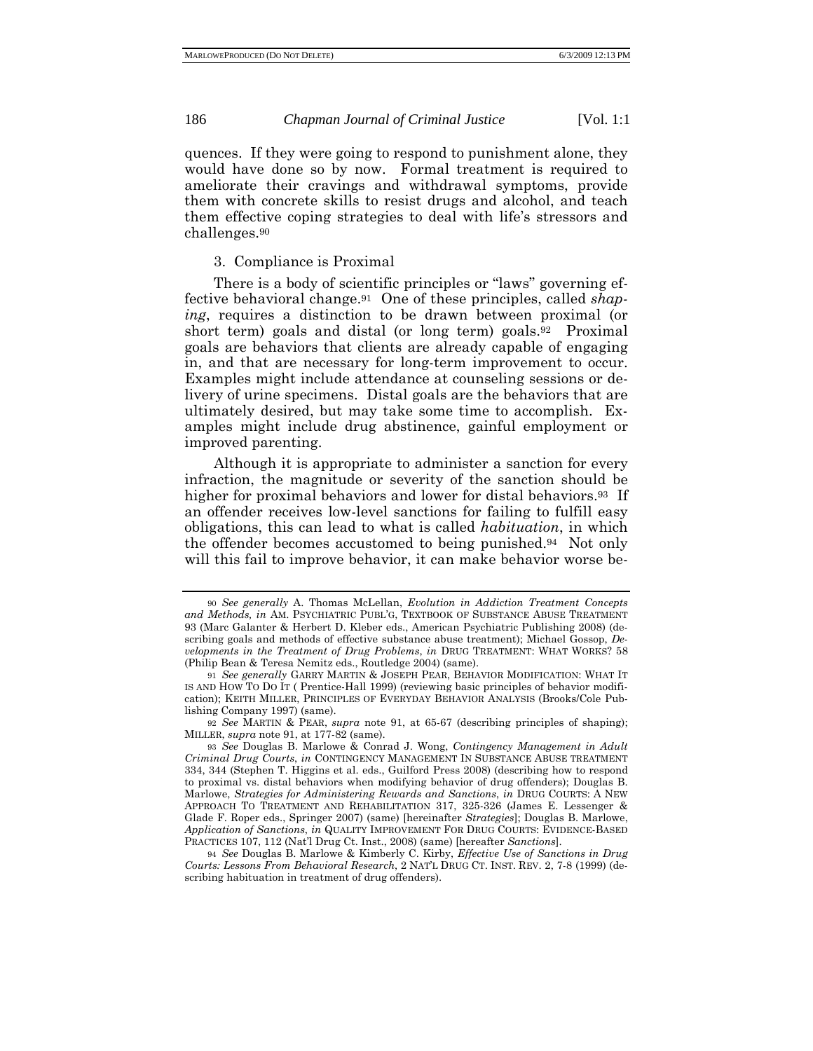quences. If they were going to respond to punishment alone, they would have done so by now. Formal treatment is required to ameliorate their cravings and withdrawal symptoms, provide them with concrete skills to resist drugs and alcohol, and teach them effective coping strategies to deal with life's stressors and challenges.[90]

### 3. Compliance is Proximal

There is a body of scientific principles or "laws" governing effective behavioral change.[91] One of these principles, called *shaping*, requires a distinction to be drawn between proximal (or short term) goals and distal (or long term) goals.[92] Proximal goals are behaviors that clients are already capable of engaging in, and that are necessary for long-term improvement to occur. Examples might include attendance at counseling sessions or delivery of urine specimens. Distal goals are the behaviors that are ultimately desired, but may take some time to accomplish. Examples might include drug abstinence, gainful employment or improved parenting.

Although it is appropriate to administer a sanction for every infraction, the magnitude or severity of the sanction should be higher for proximal behaviors and lower for distal behaviors.[93] If an offender receives low-level sanctions for failing to fulfill easy obligations, this can lead to what is called *habituation*, in which the offender becomes accustomed to being punished.[94] Not only will this fail to improve behavior, it can make behavior worse be-

---

90 *See generally* A. Thomas McLellan, *Evolution in Addiction Treatment Concepts and Methods, in* AM. PSYCHIATRIC PUBL'G, TEXTBOOK OF SUBSTANCE ABUSE TREATMENT 93 (Marc Galanter & Herbert D. Kleber eds., American Psychiatric Publishing 2008) (describing goals and methods of effective substance abuse treatment); Michael Gossop, *Developments in the Treatment of Drug Problems*, *in* DRUG TREATMENT: WHAT WORKS? 58 (Philip Bean & Teresa Nemitz eds., Routledge 2004) (same).

91 *See generally* GARRY MARTIN & JOSEPH PEAR, BEHAVIOR MODIFICATION: WHAT IT IS AND HOW TO DO IT ( Prentice-Hall 1999) (reviewing basic principles of behavior modification); KEITH MILLER, PRINCIPLES OF EVERYDAY BEHAVIOR ANALYSIS (Brooks/Cole Publishing Company 1997) (same).

92 *See* MARTIN & PEAR, *supra* note 91, at 65-67 (describing principles of shaping); MILLER, *supra* note 91, at 177-82 (same).

93 *See* Douglas B. Marlowe & Conrad J. Wong, *Contingency Management in Adult Criminal Drug Courts*, *in* CONTINGENCY MANAGEMENT IN SUBSTANCE ABUSE TREATMENT 334, 344 (Stephen T. Higgins et al. eds., Guilford Press 2008) (describing how to respond to proximal vs. distal behaviors when modifying behavior of drug offenders); Douglas B. Marlowe, *Strategies for Administering Rewards and Sanctions*, *in* DRUG COURTS: A NEW APPROACH TO TREATMENT AND REHABILITATION 317, 325-326 (James E. Lessenger & Glade F. Roper eds., Springer 2007) (same) [hereinafter *Strategies*]; Douglas B. Marlowe, *Application of Sanctions*, *in* QUALITY IMPROVEMENT FOR DRUG COURTS: EVIDENCE-BASED PRACTICES 107, 112 (Nat'l Drug Ct. Inst., 2008) (same) [hereafter *Sanctions*].

94 *See* Douglas B. Marlowe & Kimberly C. Kirby, *Effective Use of Sanctions in Drug Courts: Lessons From Behavioral Research*, 2 NAT'L DRUG CT. INST. REV. 2, 7-8 (1999) (describing habituation in treatment of drug offenders).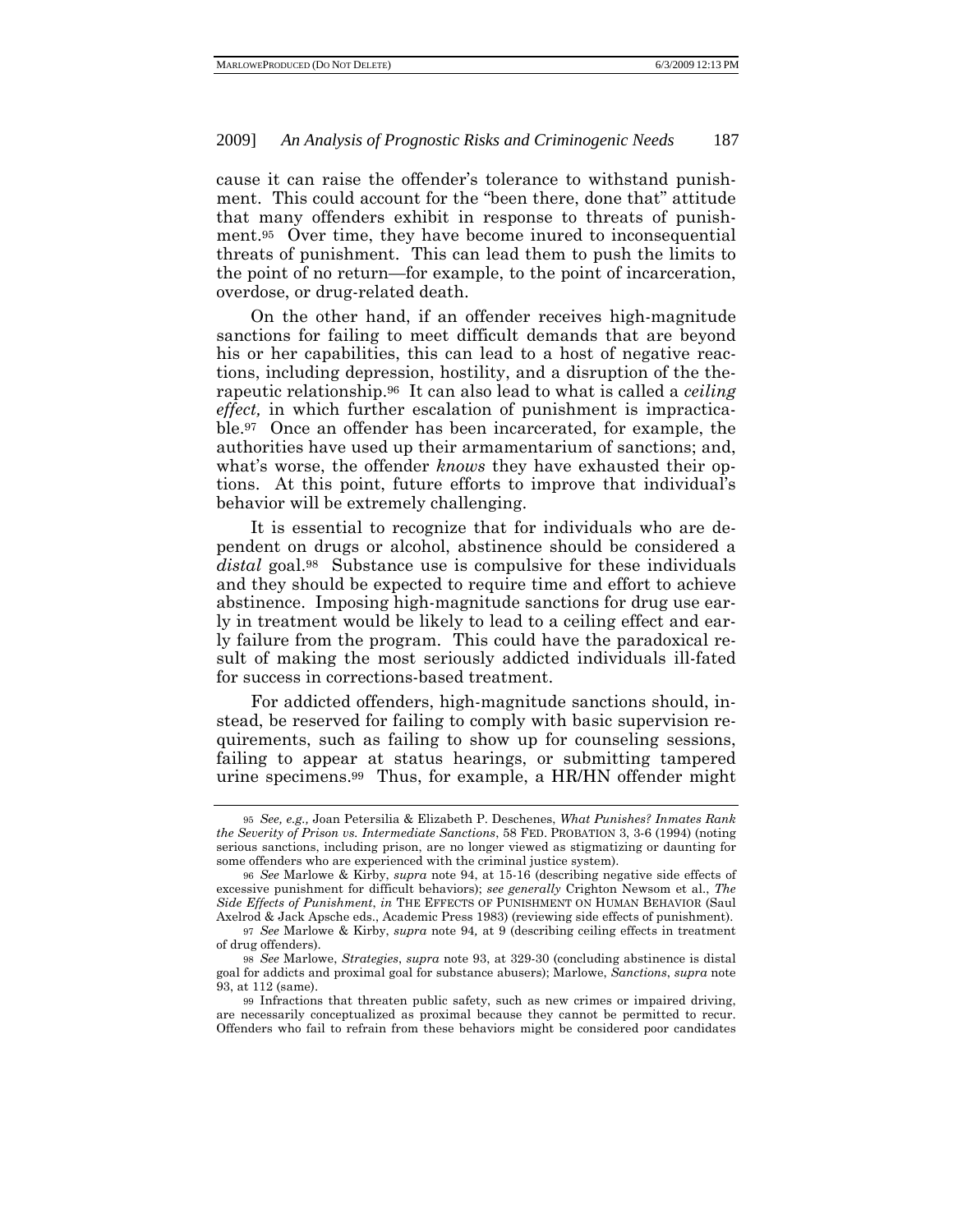cause it can raise the offender's tolerance to withstand punishment. This could account for the "been there, done that" attitude that many offenders exhibit in response to threats of punishment.[95] Over time, they have become inured to inconsequential threats of punishment. This can lead them to push the limits to the point of no return—for example, to the point of incarceration, overdose, or drug-related death.

On the other hand, if an offender receives high-magnitude sanctions for failing to meet difficult demands that are beyond his or her capabilities, this can lead to a host of negative reactions, including depression, hostility, and a disruption of the therapeutic relationship.[96] It can also lead to what is called a *ceiling effect,* in which further escalation of punishment is impracticable.[97] Once an offender has been incarcerated, for example, the authorities have used up their armamentarium of sanctions; and, what's worse, the offender *knows* they have exhausted their options. At this point, future efforts to improve that individual's behavior will be extremely challenging.

It is essential to recognize that for individuals who are dependent on drugs or alcohol, abstinence should be considered a *distal* goal.[98] Substance use is compulsive for these individuals and they should be expected to require time and effort to achieve abstinence. Imposing high-magnitude sanctions for drug use early in treatment would be likely to lead to a ceiling effect and early failure from the program. This could have the paradoxical result of making the most seriously addicted individuals ill-fated for success in corrections-based treatment.

For addicted offenders, high-magnitude sanctions should, instead, be reserved for failing to comply with basic supervision requirements, such as failing to show up for counseling sessions, failing to appear at status hearings, or submitting tampered urine specimens.[99] Thus, for example, a HR/HN offender might

---

95 *See, e.g.,* Joan Petersilia & Elizabeth P. Deschenes, *What Punishes? Inmates Rank the Severity of Prison vs. Intermediate Sanctions*, 58 FED. PROBATION 3, 3-6 (1994) (noting serious sanctions, including prison, are no longer viewed as stigmatizing or daunting for some offenders who are experienced with the criminal justice system).

96 *See* Marlowe & Kirby, *supra* note 94, at 15-16 (describing negative side effects of excessive punishment for difficult behaviors); *see generally* Crighton Newsom et al., *The Side Effects of Punishment*, *in* THE EFFECTS OF PUNISHMENT ON HUMAN BEHAVIOR (Saul Axelrod & Jack Apsche eds., Academic Press 1983) (reviewing side effects of punishment).

97 *See* Marlowe & Kirby, *supra* note 94, at 9 (describing ceiling effects in treatment of drug offenders).

98 *See* Marlowe, *Strategies*, *supra* note 93, at 329-30 (concluding abstinence is distal goal for addicts and proximal goal for substance abusers); Marlowe, *Sanctions*, *supra* note 93, at 112 (same).

99 Infractions that threaten public safety, such as new crimes or impaired driving, are necessarily conceptualized as proximal because they cannot be permitted to recur. Offenders who fail to refrain from these behaviors might be considered poor candidates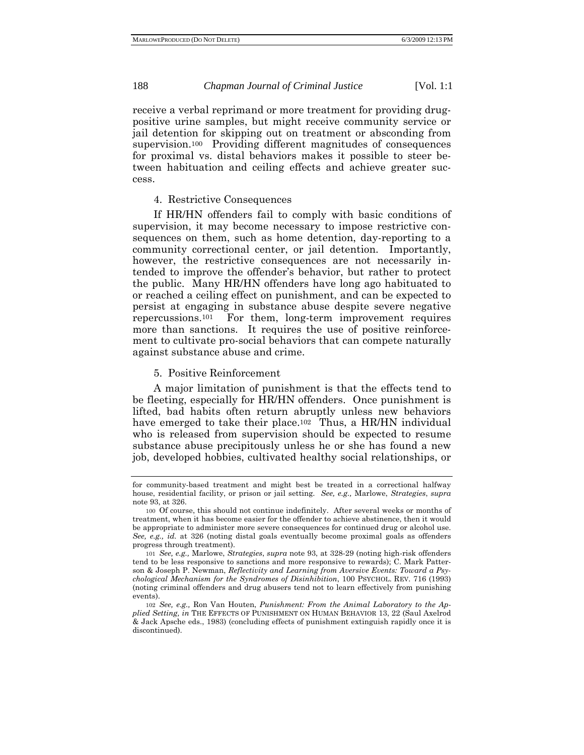receive a verbal reprimand or more treatment for providing drug-positive urine samples, but might receive community service or jail detention for skipping out on treatment or absconding from supervision.[100] Providing different magnitudes of consequences for proximal vs. distal behaviors makes it possible to steer between habituation and ceiling effects and achieve greater success.

#### 4. Restrictive Consequences

If HR/HN offenders fail to comply with basic conditions of supervision, it may become necessary to impose restrictive consequences on them, such as home detention, day-reporting to a community correctional center, or jail detention. Importantly, however, the restrictive consequences are not necessarily intended to improve the offender's behavior, but rather to protect the public. Many HR/HN offenders have long ago habituated to or reached a ceiling effect on punishment, and can be expected to persist at engaging in substance abuse despite severe negative repercussions.[101] For them, long-term improvement requires more than sanctions. It requires the use of positive reinforcement to cultivate pro-social behaviors that can compete naturally against substance abuse and crime.

#### 5. Positive Reinforcement

A major limitation of punishment is that the effects tend to be fleeting, especially for HR/HN offenders. Once punishment is lifted, bad habits often return abruptly unless new behaviors have emerged to take their place.[102] Thus, a HR/HN individual who is released from supervision should be expected to resume substance abuse precipitously unless he or she has found a new job, developed hobbies, cultivated healthy social relationships, or

---

for community-based treatment and might best be treated in a correctional halfway house, residential facility, or prison or jail setting. *See, e.g.,* Marlowe, *Strategies*, *supra* note 93, at 326.

[100] Of course, this should not continue indefinitely. After several weeks or months of treatment, when it has become easier for the offender to achieve abstinence, then it would be appropriate to administer more severe consequences for continued drug or alcohol use. *See, e.g., id.* at 326 (noting distal goals eventually become proximal goals as offenders progress through treatment).

[101] *See, e.g.,* Marlowe, *Strategies*, *supra* note 93, at 328-29 (noting high-risk offenders tend to be less responsive to sanctions and more responsive to rewards); C. Mark Patterson & Joseph P. Newman, *Reflectivity and Learning from Aversive Events: Toward a Psychological Mechanism for the Syndromes of Disinhibition*, 100 PSYCHOL. REV. 716 (1993) (noting criminal offenders and drug abusers tend not to learn effectively from punishing events).

[102] *See, e.g.,* Ron Van Houten, *Punishment: From the Animal Laboratory to the Applied Setting, in* THE EFFECTS OF PUNISHMENT ON HUMAN BEHAVIOR 13, 22 (Saul Axelrod & Jack Apsche eds., 1983) (concluding effects of punishment extinguish rapidly once it is discontinued).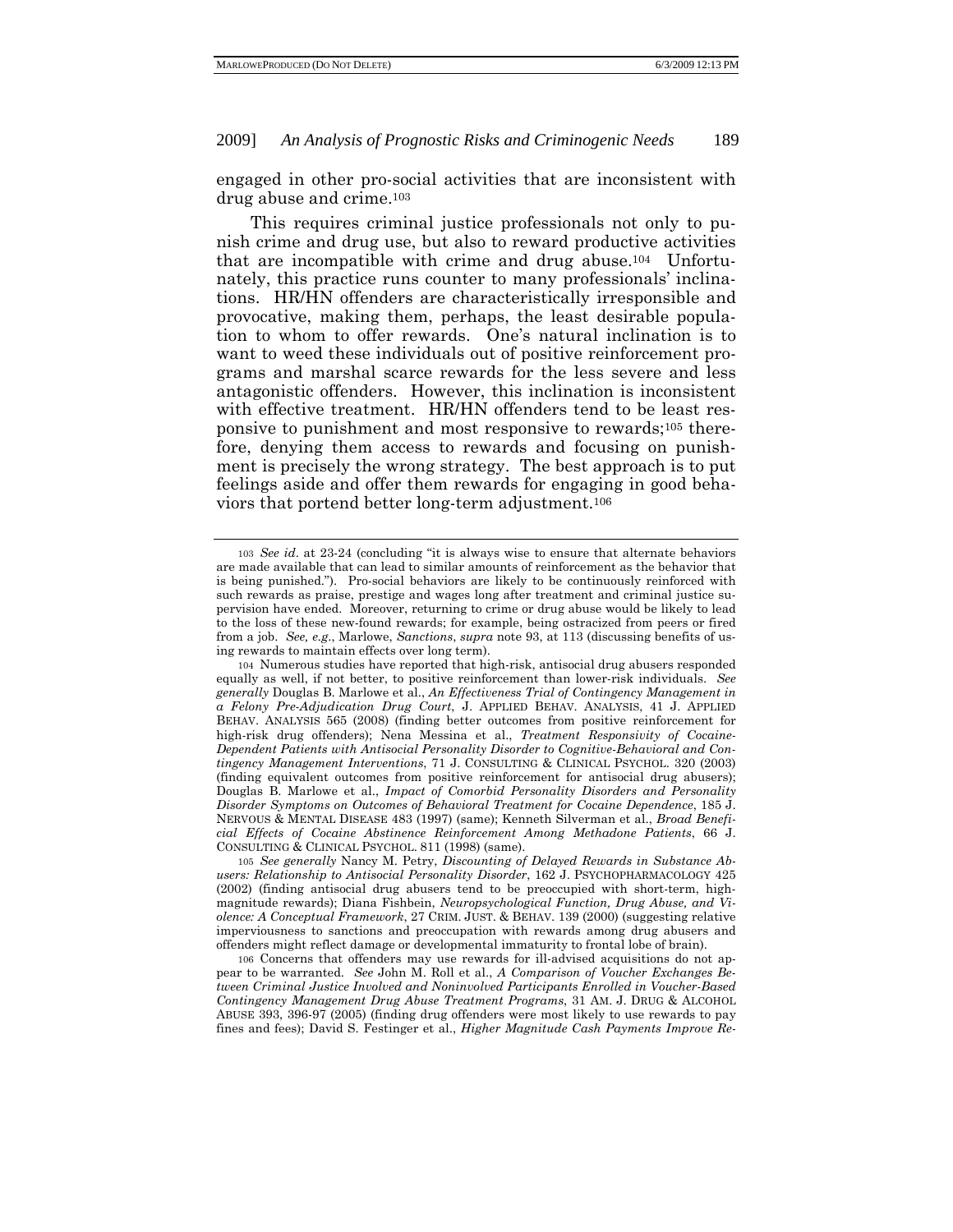engaged in other pro-social activities that are inconsistent with drug abuse and crime.[103]

This requires criminal justice professionals not only to punish crime and drug use, but also to reward productive activities that are incompatible with crime and drug abuse.[104] Unfortunately, this practice runs counter to many professionals' inclinations. HR/HN offenders are characteristically irresponsible and provocative, making them, perhaps, the least desirable population to whom to offer rewards. One's natural inclination is to want to weed these individuals out of positive reinforcement programs and marshal scarce rewards for the less severe and less antagonistic offenders. However, this inclination is inconsistent with effective treatment. HR/HN offenders tend to be least responsive to punishment and most responsive to rewards;[105] therefore, denying them access to rewards and focusing on punishment is precisely the wrong strategy. The best approach is to put feelings aside and offer them rewards for engaging in good behaviors that portend better long-term adjustment.[106]

---

[103] *See id*. at 23-24 (concluding "it is always wise to ensure that alternate behaviors are made available that can lead to similar amounts of reinforcement as the behavior that is being punished."). Pro-social behaviors are likely to be continuously reinforced with such rewards as praise, prestige and wages long after treatment and criminal justice supervision have ended. Moreover, returning to crime or drug abuse would be likely to lead to the loss of these new-found rewards; for example, being ostracized from peers or fired from a job. *See, e.g*., Marlowe, *Sanctions*, *supra* note 93, at 113 (discussing benefits of using rewards to maintain effects over long term).

[104] Numerous studies have reported that high-risk, antisocial drug abusers responded equally as well, if not better, to positive reinforcement than lower-risk individuals. *See generally* Douglas B. Marlowe et al., *An Effectiveness Trial of Contingency Management in a Felony Pre-Adjudication Drug Court*, J. APPLIED BEHAV. ANALYSIS, 41 J. APPLIED BEHAV. ANALYSIS 565 (2008) (finding better outcomes from positive reinforcement for high-risk drug offenders); Nena Messina et al., *Treatment Responsivity of Cocaine-Dependent Patients with Antisocial Personality Disorder to Cognitive-Behavioral and Contingency Management Interventions*, 71 J. CONSULTING & CLINICAL PSYCHOL. 320 (2003) (finding equivalent outcomes from positive reinforcement for antisocial drug abusers); Douglas B. Marlowe et al., *Impact of Comorbid Personality Disorders and Personality Disorder Symptoms on Outcomes of Behavioral Treatment for Cocaine Dependence*, 185 J. NERVOUS & MENTAL DISEASE 483 (1997) (same); Kenneth Silverman et al., *Broad Beneficial Effects of Cocaine Abstinence Reinforcement Among Methadone Patients*, 66 J. CONSULTING & CLINICAL PSYCHOL. 811 (1998) (same).

[105] *See generally* Nancy M. Petry, *Discounting of Delayed Rewards in Substance Abusers: Relationship to Antisocial Personality Disorder*, 162 J. PSYCHOPHARMACOLOGY 425 (2002) (finding antisocial drug abusers tend to be preoccupied with short-term, high-magnitude rewards); Diana Fishbein, *Neuropsychological Function, Drug Abuse, and Violence: A Conceptual Framework*, 27 CRIM. JUST. & BEHAV. 139 (2000) (suggesting relative imperviousness to sanctions and preoccupation with rewards among drug abusers and offenders might reflect damage or developmental immaturity to frontal lobe of brain).

[106] Concerns that offenders may use rewards for ill-advised acquisitions do not appear to be warranted. *See* John M. Roll et al., *A Comparison of Voucher Exchanges Between Criminal Justice Involved and Noninvolved Participants Enrolled in Voucher-Based Contingency Management Drug Abuse Treatment Programs*, 31 AM. J. DRUG & ALCOHOL ABUSE 393, 396-97 (2005) (finding drug offenders were most likely to use rewards to pay fines and fees); David S. Festinger et al., *Higher Magnitude Cash Payments Improve Re-*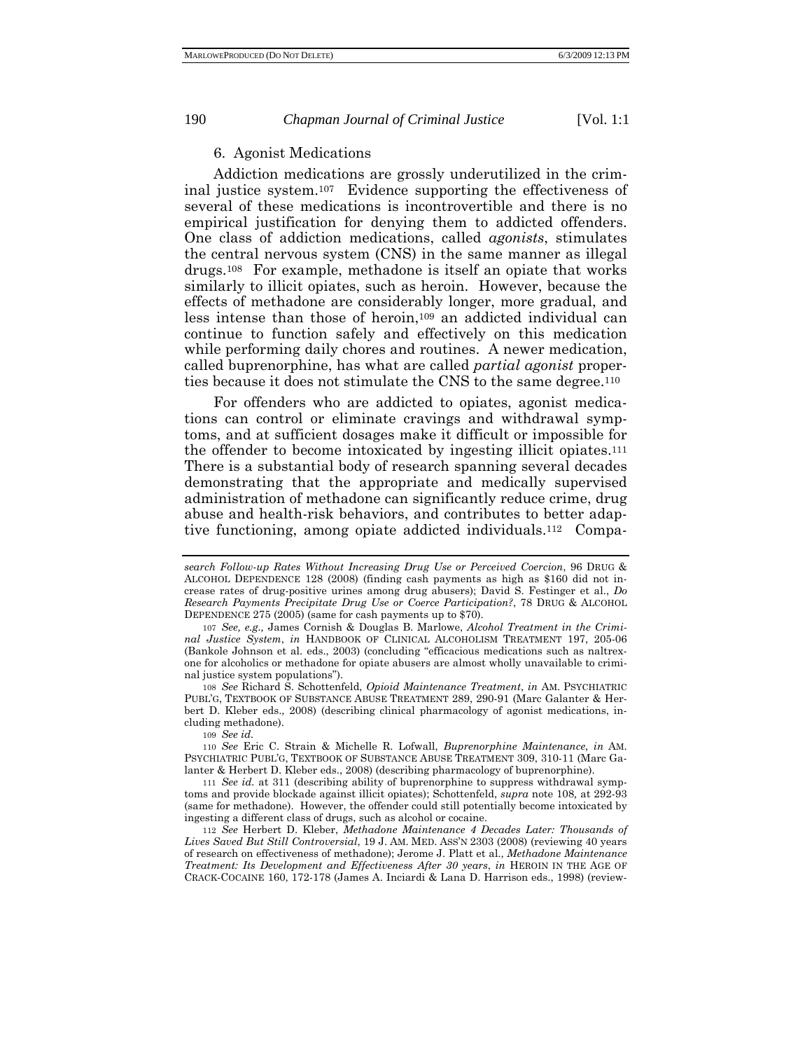### 6. Agonist Medications

Addiction medications are grossly underutilized in the criminal justice system.[107] Evidence supporting the effectiveness of several of these medications is incontrovertible and there is no empirical justification for denying them to addicted offenders. One class of addiction medications, called *agonists*, stimulates the central nervous system (CNS) in the same manner as illegal drugs.[108] For example, methadone is itself an opiate that works similarly to illicit opiates, such as heroin. However, because the effects of methadone are considerably longer, more gradual, and less intense than those of heroin,[109] an addicted individual can continue to function safely and effectively on this medication while performing daily chores and routines. A newer medication, called buprenorphine, has what are called *partial agonist* properties because it does not stimulate the CNS to the same degree.[110]

For offenders who are addicted to opiates, agonist medications can control or eliminate cravings and withdrawal symptoms, and at sufficient dosages make it difficult or impossible for the offender to become intoxicated by ingesting illicit opiates.[111] There is a substantial body of research spanning several decades demonstrating that the appropriate and medically supervised administration of methadone can significantly reduce crime, drug abuse and health-risk behaviors, and contributes to better adaptive functioning, among opiate addicted individuals.[112] Compa-

---

*search Follow-up Rates Without Increasing Drug Use or Perceived Coercion*, 96 DRUG & ALCOHOL DEPENDENCE 128 (2008) (finding cash payments as high as $160 did not increase rates of drug-positive urines among drug abusers); David S. Festinger et al., *Do Research Payments Precipitate Drug Use or Coerce Participation?*, 78 DRUG & ALCOHOL DEPENDENCE 275 (2005) (same for cash payments up to $70).

[107] *See, e.g.,* James Cornish & Douglas B. Marlowe, *Alcohol Treatment in the Criminal Justice System*, *in* HANDBOOK OF CLINICAL ALCOHOLISM TREATMENT 197, 205-06 (Bankole Johnson et al. eds., 2003) (concluding "efficacious medications such as naltrexone for alcoholics or methadone for opiate abusers are almost wholly unavailable to criminal justice system populations").

[108] *See* Richard S. Schottenfeld, *Opioid Maintenance Treatment*, *in* AM. PSYCHIATRIC PUBL'G, TEXTBOOK OF SUBSTANCE ABUSE TREATMENT 289, 290-91 (Marc Galanter & Herbert D. Kleber eds., 2008) (describing clinical pharmacology of agonist medications, including methadone).

[109] *See id.*

[110] *See* Eric C. Strain & Michelle R. Lofwall, *Buprenorphine Maintenance*, *in* AM. PSYCHIATRIC PUBL'G, TEXTBOOK OF SUBSTANCE ABUSE TREATMENT 309, 310-11 (Marc Galanter & Herbert D. Kleber eds., 2008) (describing pharmacology of buprenorphine).

[111] *See id.* at 311 (describing ability of buprenorphine to suppress withdrawal symptoms and provide blockade against illicit opiates); Schottenfeld, *supra* note 108, at 292-93 (same for methadone). However, the offender could still potentially become intoxicated by ingesting a different class of drugs, such as alcohol or cocaine.

[112] *See* Herbert D. Kleber, *Methadone Maintenance 4 Decades Later: Thousands of Lives Saved But Still Controversial*, 19 J. AM. MED. ASS'N 2303 (2008) (reviewing 40 years of research on effectiveness of methadone); Jerome J. Platt et al., *Methadone Maintenance Treatment: Its Development and Effectiveness After 30 years*, *in* HEROIN IN THE AGE OF CRACK-COCAINE 160, 172-178 (James A. Inciardi & Lana D. Harrison eds., 1998) (review-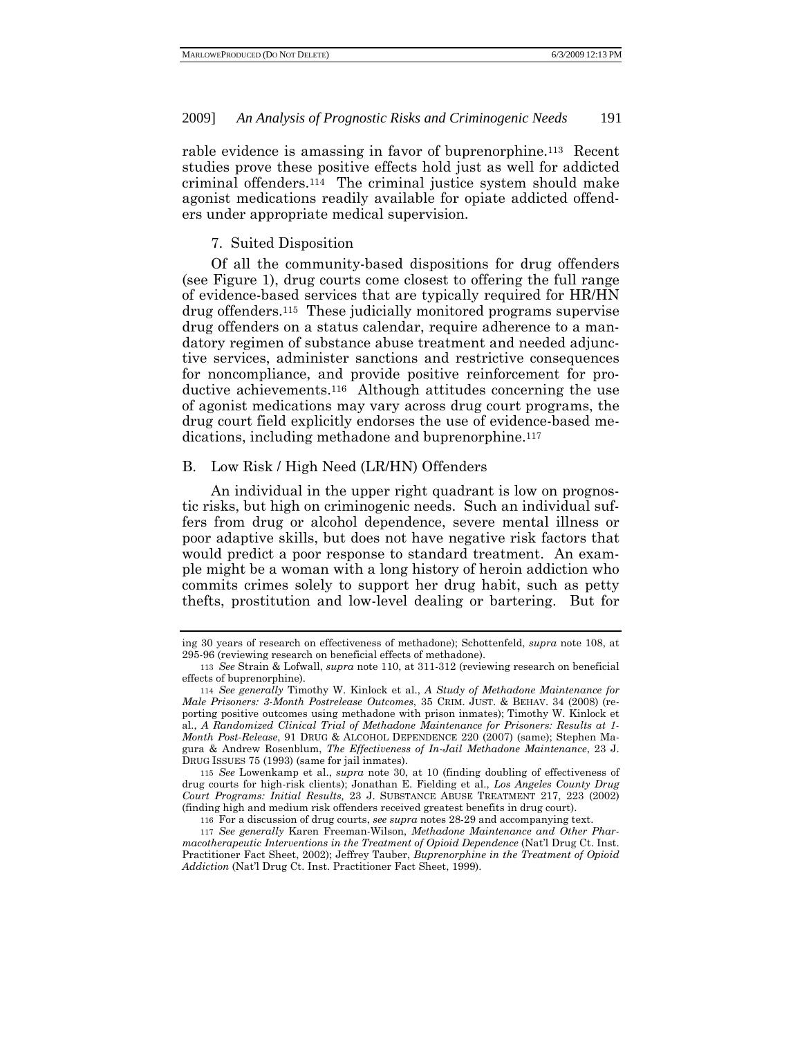rable evidence is amassing in favor of buprenorphine.[113] Recent studies prove these positive effects hold just as well for addicted criminal offenders.[114] The criminal justice system should make agonist medications readily available for opiate addicted offenders under appropriate medical supervision.

7. Suited Disposition

Of all the community-based dispositions for drug offenders (see Figure 1), drug courts come closest to offering the full range of evidence-based services that are typically required for HR/HN drug offenders.[115] These judicially monitored programs supervise drug offenders on a status calendar, require adherence to a mandatory regimen of substance abuse treatment and needed adjunctive services, administer sanctions and restrictive consequences for noncompliance, and provide positive reinforcement for productive achievements.[116] Although attitudes concerning the use of agonist medications may vary across drug court programs, the drug court field explicitly endorses the use of evidence-based medications, including methadone and buprenorphine.[117]

## B. Low Risk / High Need (LR/HN) Offenders

An individual in the upper right quadrant is low on prognostic risks, but high on criminogenic needs. Such an individual suffers from drug or alcohol dependence, severe mental illness or poor adaptive skills, but does not have negative risk factors that would predict a poor response to standard treatment. An example might be a woman with a long history of heroin addiction who commits crimes solely to support her drug habit, such as petty thefts, prostitution and low-level dealing or bartering. But for

---

ing 30 years of research on effectiveness of methadone); Schottenfeld, *supra* note 108, at 295-96 (reviewing research on beneficial effects of methadone).

113 *See* Strain & Lofwall, *supra* note 110, at 311-312 (reviewing research on beneficial effects of buprenorphine).

114 *See generally* Timothy W. Kinlock et al., *A Study of Methadone Maintenance for Male Prisoners: 3-Month Postrelease Outcomes*, 35 CRIM. JUST. & BEHAV. 34 (2008) (reporting positive outcomes using methadone with prison inmates); Timothy W. Kinlock et al., *A Randomized Clinical Trial of Methadone Maintenance for Prisoners: Results at 1-Month Post-Release*, 91 DRUG & ALCOHOL DEPENDENCE 220 (2007) (same); Stephen Magura & Andrew Rosenblum, *The Effectiveness of In-Jail Methadone Maintenance*, 23 J. DRUG ISSUES 75 (1993) (same for jail inmates).

115 *See* Lowenkamp et al., *supra* note 30, at 10 (finding doubling of effectiveness of drug courts for high-risk clients); Jonathan E. Fielding et al., *Los Angeles County Drug Court Programs: Initial Results,* 23 J. SUBSTANCE ABUSE TREATMENT 217, 223 (2002) (finding high and medium risk offenders received greatest benefits in drug court).

116 For a discussion of drug courts, *see supra* notes 28-29 and accompanying text.

117 *See generally* Karen Freeman-Wilson, *Methadone Maintenance and Other Pharmacotherapeutic Interventions in the Treatment of Opioid Dependence* (Nat'l Drug Ct. Inst. Practitioner Fact Sheet, 2002); Jeffrey Tauber, *Buprenorphine in the Treatment of Opioid Addiction* (Nat'l Drug Ct. Inst. Practitioner Fact Sheet, 1999).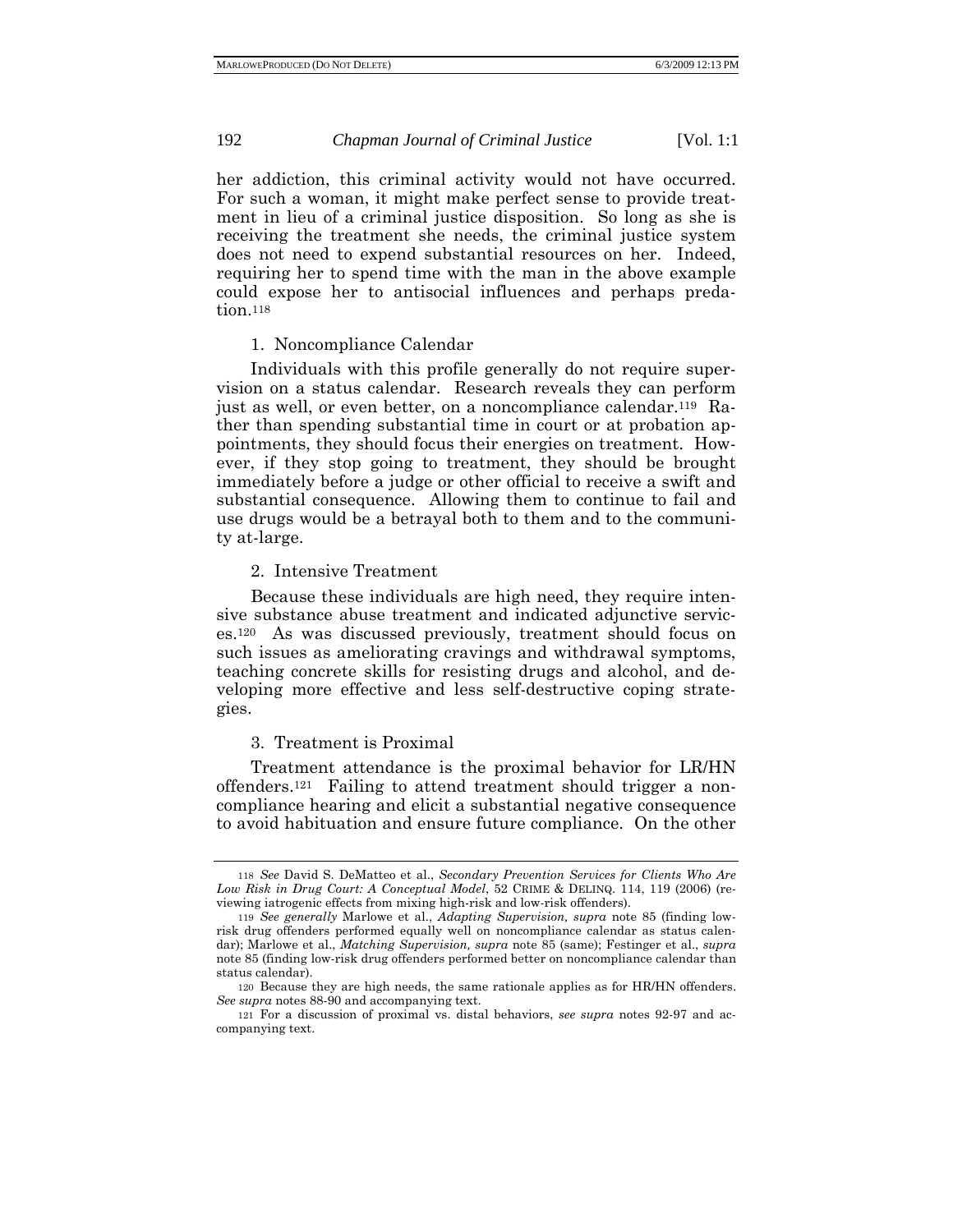her addiction, this criminal activity would not have occurred. For such a woman, it might make perfect sense to provide treatment in lieu of a criminal justice disposition. So long as she is receiving the treatment she needs, the criminal justice system does not need to expend substantial resources on her. Indeed, requiring her to spend time with the man in the above example could expose her to antisocial influences and perhaps predation.[118]

### 1. Noncompliance Calendar

Individuals with this profile generally do not require supervision on a status calendar. Research reveals they can perform just as well, or even better, on a noncompliance calendar.[119] Rather than spending substantial time in court or at probation appointments, they should focus their energies on treatment. However, if they stop going to treatment, they should be brought immediately before a judge or other official to receive a swift and substantial consequence. Allowing them to continue to fail and use drugs would be a betrayal both to them and to the community at-large.

### 2. Intensive Treatment

Because these individuals are high need, they require intensive substance abuse treatment and indicated adjunctive services.[120] As was discussed previously, treatment should focus on such issues as ameliorating cravings and withdrawal symptoms, teaching concrete skills for resisting drugs and alcohol, and developing more effective and less self-destructive coping strategies.

### 3. Treatment is Proximal

Treatment attendance is the proximal behavior for LR/HN offenders.[121] Failing to attend treatment should trigger a noncompliance hearing and elicit a substantial negative consequence to avoid habituation and ensure future compliance. On the other

---

[118] *See* David S. DeMatteo et al., *Secondary Prevention Services for Clients Who Are Low Risk in Drug Court: A Conceptual Model*, 52 CRIME & DELINQ. 114, 119 (2006) (reviewing iatrogenic effects from mixing high-risk and low-risk offenders).

[119] *See generally* Marlowe et al., *Adapting Supervision*, *supra* note 85 (finding low-risk drug offenders performed equally well on noncompliance calendar as status calendar); Marlowe et al., *Matching Supervision, supra* note 85 (same); Festinger et al., *supra* note 85 (finding low-risk drug offenders performed better on noncompliance calendar than status calendar).

[120] Because they are high needs, the same rationale applies as for HR/HN offenders. *See supra* notes 88-90 and accompanying text.

[121] For a discussion of proximal vs. distal behaviors, *see supra* notes 92-97 and accompanying text.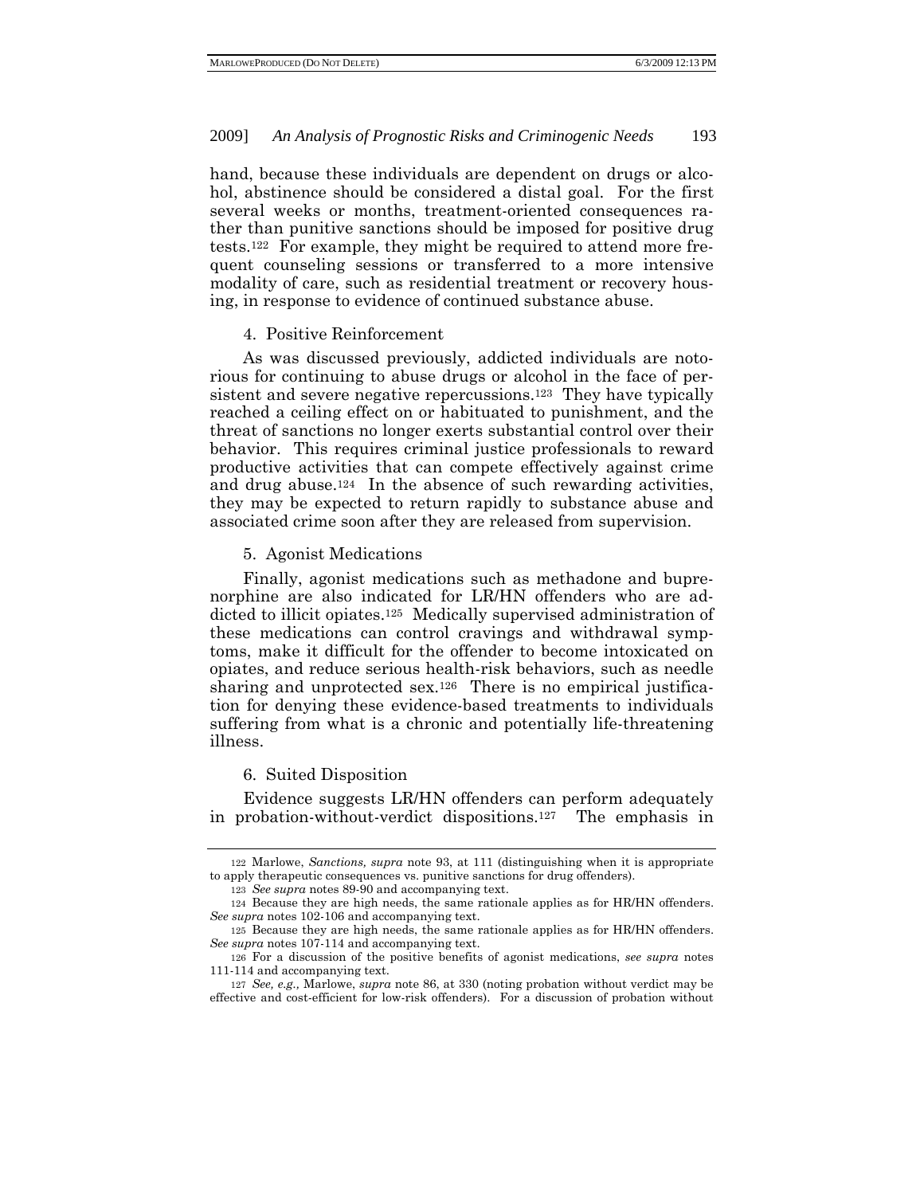hand, because these individuals are dependent on drugs or alcohol, abstinence should be considered a distal goal. For the first several weeks or months, treatment-oriented consequences rather than punitive sanctions should be imposed for positive drug tests.[122] For example, they might be required to attend more frequent counseling sessions or transferred to a more intensive modality of care, such as residential treatment or recovery housing, in response to evidence of continued substance abuse.

#### 4. Positive Reinforcement

As was discussed previously, addicted individuals are notorious for continuing to abuse drugs or alcohol in the face of persistent and severe negative repercussions.[123] They have typically reached a ceiling effect on or habituated to punishment, and the threat of sanctions no longer exerts substantial control over their behavior. This requires criminal justice professionals to reward productive activities that can compete effectively against crime and drug abuse.[124] In the absence of such rewarding activities, they may be expected to return rapidly to substance abuse and associated crime soon after they are released from supervision.

#### 5. Agonist Medications

Finally, agonist medications such as methadone and buprenorphine are also indicated for LR/HN offenders who are addicted to illicit opiates.[125] Medically supervised administration of these medications can control cravings and withdrawal symptoms, make it difficult for the offender to become intoxicated on opiates, and reduce serious health-risk behaviors, such as needle sharing and unprotected sex.[126] There is no empirical justification for denying these evidence-based treatments to individuals suffering from what is a chronic and potentially life-threatening illness.

#### 6. Suited Disposition

Evidence suggests LR/HN offenders can perform adequately in probation-without-verdict dispositions.[127] The emphasis in

---

122 Marlowe, *Sanctions, supra* note 93, at 111 (distinguishing when it is appropriate to apply therapeutic consequences vs. punitive sanctions for drug offenders).

123 *See supra* notes 89-90 and accompanying text.

124 Because they are high needs, the same rationale applies as for HR/HN offenders. *See supra* notes 102-106 and accompanying text.

125 Because they are high needs, the same rationale applies as for HR/HN offenders. *See supra* notes 107-114 and accompanying text.

126 For a discussion of the positive benefits of agonist medications, *see supra* notes 111-114 and accompanying text.

127 *See, e.g.,* Marlowe, *supra* note 86, at 330 (noting probation without verdict may be effective and cost-efficient for low-risk offenders). For a discussion of probation without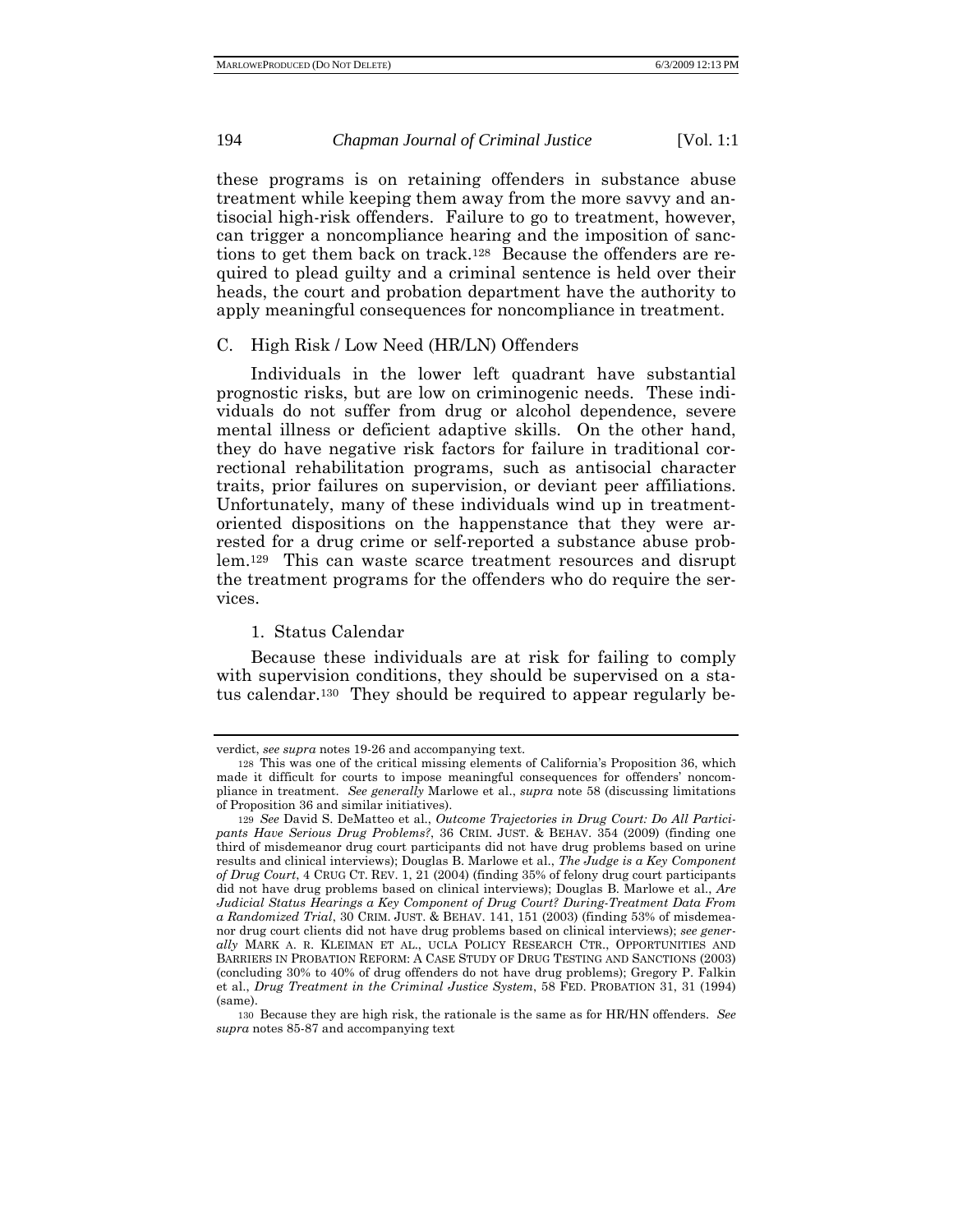these programs is on retaining offenders in substance abuse treatment while keeping them away from the more savvy and antisocial high-risk offenders. Failure to go to treatment, however, can trigger a noncompliance hearing and the imposition of sanctions to get them back on track.[128] Because the offenders are required to plead guilty and a criminal sentence is held over their heads, the court and probation department have the authority to apply meaningful consequences for noncompliance in treatment.

## C. High Risk / Low Need (HR/LN) Offenders

Individuals in the lower left quadrant have substantial prognostic risks, but are low on criminogenic needs. These individuals do not suffer from drug or alcohol dependence, severe mental illness or deficient adaptive skills. On the other hand, they do have negative risk factors for failure in traditional correctional rehabilitation programs, such as antisocial character traits, prior failures on supervision, or deviant peer affiliations. Unfortunately, many of these individuals wind up in treatment-oriented dispositions on the happenstance that they were arrested for a drug crime or self-reported a substance abuse problem.[129] This can waste scarce treatment resources and disrupt the treatment programs for the offenders who do require the services.

### 1. Status Calendar

Because these individuals are at risk for failing to comply with supervision conditions, they should be supervised on a status calendar.[130] They should be required to appear regularly be-

---

verdict, *see supra* notes 19-26 and accompanying text.

128 This was one of the critical missing elements of California's Proposition 36, which made it difficult for courts to impose meaningful consequences for offenders' noncompliance in treatment. *See generally* Marlowe et al., *supra* note 58 (discussing limitations of Proposition 36 and similar initiatives).

129 *See* David S. DeMatteo et al., *Outcome Trajectories in Drug Court: Do All Participants Have Serious Drug Problems?*, 36 CRIM. JUST. & BEHAV. 354 (2009) (finding one third of misdemeanor drug court participants did not have drug problems based on urine results and clinical interviews); Douglas B. Marlowe et al., *The Judge is a Key Component of Drug Court*, 4 CRUG CT. REV. 1, 21 (2004) (finding 35% of felony drug court participants did not have drug problems based on clinical interviews); Douglas B. Marlowe et al., *Are Judicial Status Hearings a Key Component of Drug Court? During-Treatment Data From a Randomized Trial*, 30 CRIM. JUST. & BEHAV. 141, 151 (2003) (finding 53% of misdemeanor drug court clients did not have drug problems based on clinical interviews); *see generally* MARK A. R. KLEIMAN ET AL., UCLA POLICY RESEARCH CTR., OPPORTUNITIES AND BARRIERS IN PROBATION REFORM: A CASE STUDY OF DRUG TESTING AND SANCTIONS (2003) (concluding 30% to 40% of drug offenders do not have drug problems); Gregory P. Falkin et al., *Drug Treatment in the Criminal Justice System*, 58 FED. PROBATION 31, 31 (1994) (same).

130 Because they are high risk, the rationale is the same as for HR/HN offenders. *See supra* notes 85-87 and accompanying text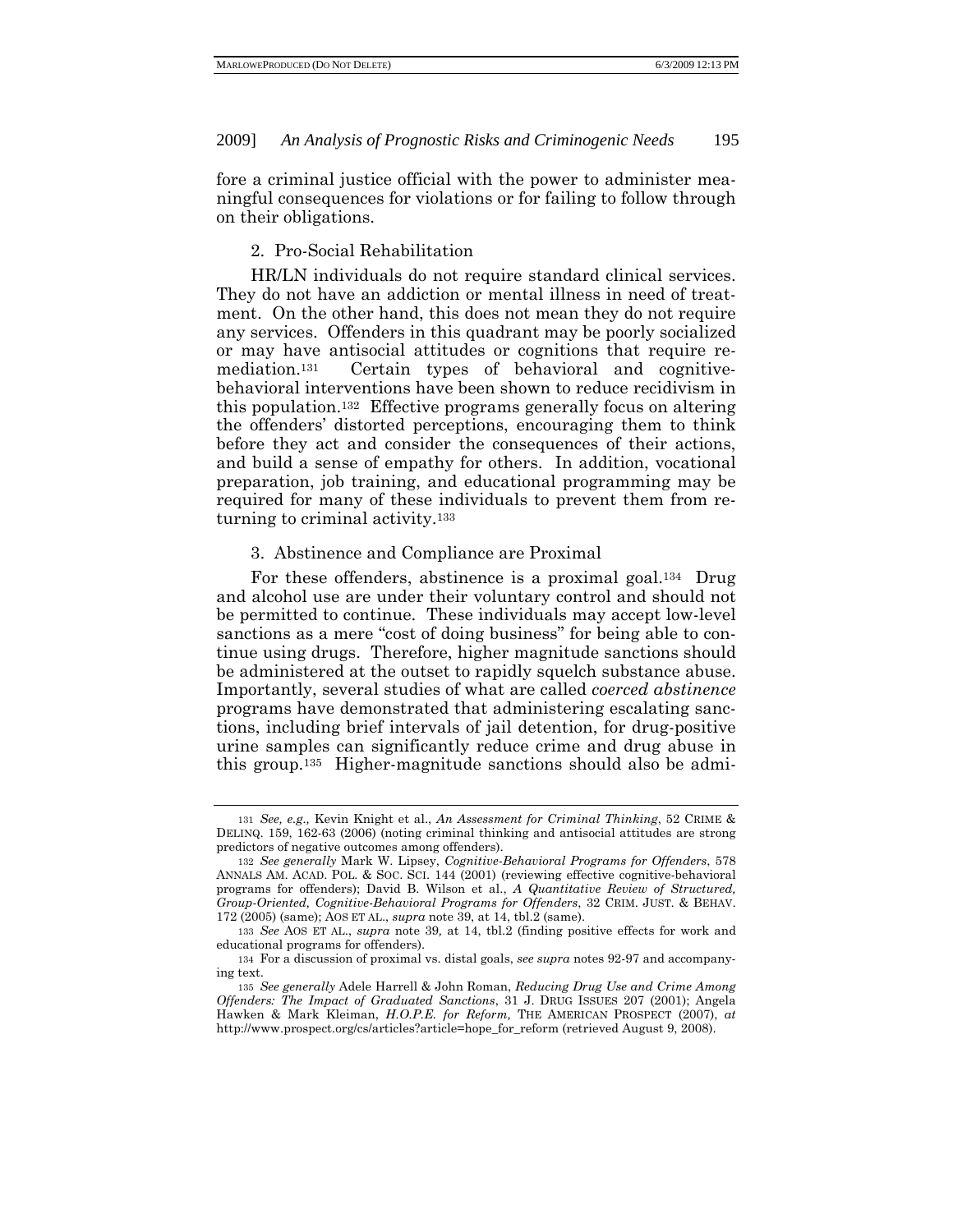fore a criminal justice official with the power to administer meaningful consequences for violations or for failing to follow through on their obligations.

### 2. Pro-Social Rehabilitation

HR/LN individuals do not require standard clinical services. They do not have an addiction or mental illness in need of treatment. On the other hand, this does not mean they do not require any services. Offenders in this quadrant may be poorly socialized or may have antisocial attitudes or cognitions that require remediation.[131] Certain types of behavioral and cognitive-behavioral interventions have been shown to reduce recidivism in this population.[132] Effective programs generally focus on altering the offenders' distorted perceptions, encouraging them to think before they act and consider the consequences of their actions, and build a sense of empathy for others. In addition, vocational preparation, job training, and educational programming may be required for many of these individuals to prevent them from returning to criminal activity.[133]

### 3. Abstinence and Compliance are Proximal

For these offenders, abstinence is a proximal goal.[134] Drug and alcohol use are under their voluntary control and should not be permitted to continue. These individuals may accept low-level sanctions as a mere "cost of doing business" for being able to continue using drugs. Therefore, higher magnitude sanctions should be administered at the outset to rapidly squelch substance abuse. Importantly, several studies of what are called *coerced abstinence* programs have demonstrated that administering escalating sanctions, including brief intervals of jail detention, for drug-positive urine samples can significantly reduce crime and drug abuse in this group.[135] Higher-magnitude sanctions should also be admi-

---

[131] *See, e.g.,* Kevin Knight et al., *An Assessment for Criminal Thinking*, 52 CRIME & DELINQ. 159, 162-63 (2006) (noting criminal thinking and antisocial attitudes are strong predictors of negative outcomes among offenders).

[132] *See generally* Mark W. Lipsey, *Cognitive-Behavioral Programs for Offenders*, 578 ANNALS AM. ACAD. POL. & SOC. SCI. 144 (2001) (reviewing effective cognitive-behavioral programs for offenders); David B. Wilson et al., *A Quantitative Review of Structured, Group-Oriented, Cognitive-Behavioral Programs for Offenders*, 32 CRIM. JUST. & BEHAV. 172 (2005) (same); AOS ET AL., *supra* note 39, at 14, tbl.2 (same).

[133] *See* AOS ET AL., *supra* note 39*,* at 14, tbl.2 (finding positive effects for work and educational programs for offenders).

[134] For a discussion of proximal vs. distal goals, *see supra* notes 92-97 and accompanying text.

[135] *See generally* Adele Harrell & John Roman, *Reducing Drug Use and Crime Among Offenders: The Impact of Graduated Sanctions*, 31 J. DRUG ISSUES 207 (2001); Angela Hawken & Mark Kleiman, *H.O.P.E. for Reform,* THE AMERICAN PROSPECT (2007), *at* http://www.prospect.org/cs/articles?article=hope_for_reform (retrieved August 9, 2008).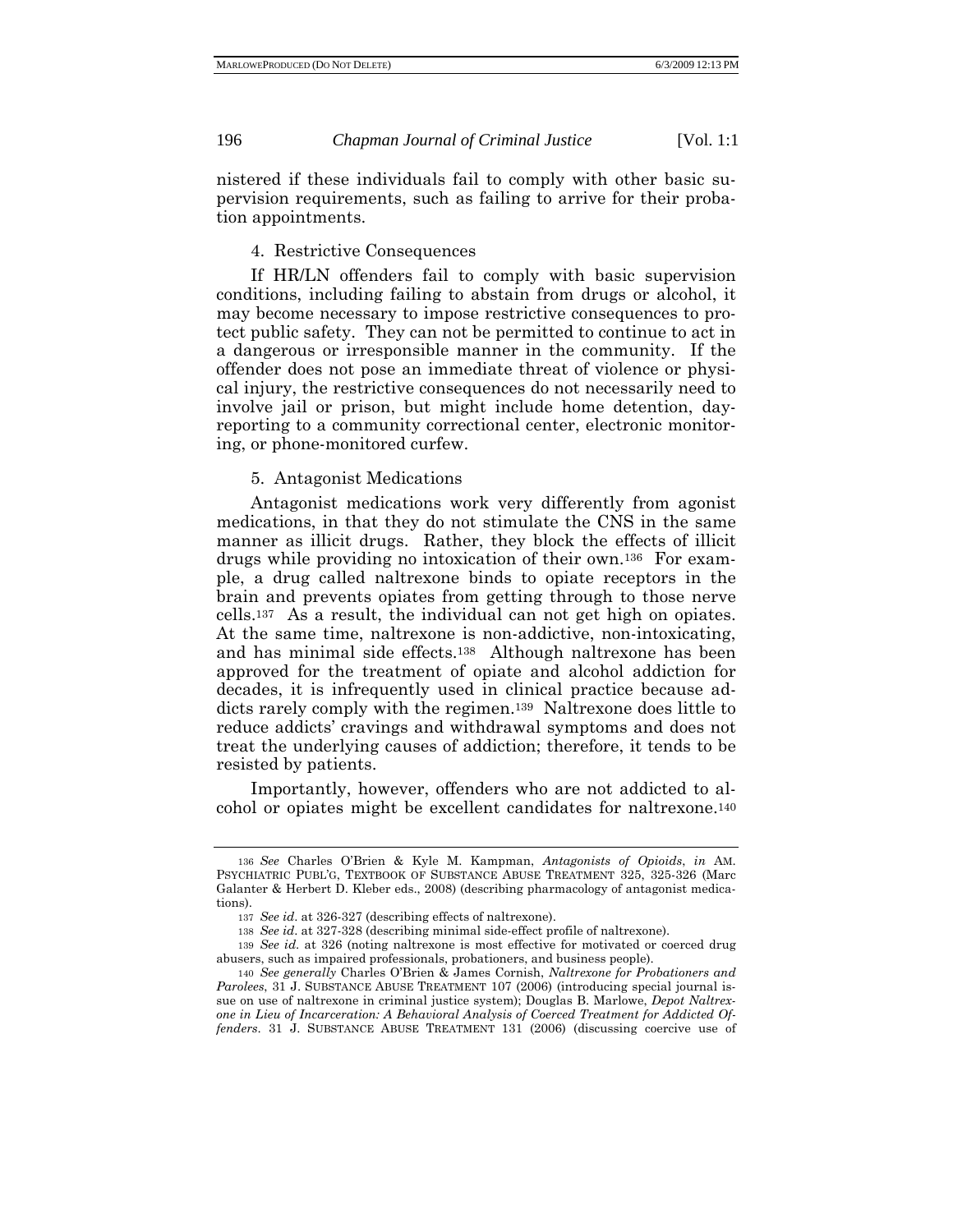nistered if these individuals fail to comply with other basic supervision requirements, such as failing to arrive for their probation appointments.

#### 4. Restrictive Consequences

If HR/LN offenders fail to comply with basic supervision conditions, including failing to abstain from drugs or alcohol, it may become necessary to impose restrictive consequences to protect public safety. They can not be permitted to continue to act in a dangerous or irresponsible manner in the community. If the offender does not pose an immediate threat of violence or physical injury, the restrictive consequences do not necessarily need to involve jail or prison, but might include home detention, day-reporting to a community correctional center, electronic monitoring, or phone-monitored curfew.

#### 5. Antagonist Medications

Antagonist medications work very differently from agonist medications, in that they do not stimulate the CNS in the same manner as illicit drugs. Rather, they block the effects of illicit drugs while providing no intoxication of their own.[136] For example, a drug called naltrexone binds to opiate receptors in the brain and prevents opiates from getting through to those nerve cells.[137] As a result, the individual can not get high on opiates. At the same time, naltrexone is non-addictive, non-intoxicating, and has minimal side effects.[138] Although naltrexone has been approved for the treatment of opiate and alcohol addiction for decades, it is infrequently used in clinical practice because addicts rarely comply with the regimen.[139] Naltrexone does little to reduce addicts' cravings and withdrawal symptoms and does not treat the underlying causes of addiction; therefore, it tends to be resisted by patients.

Importantly, however, offenders who are not addicted to alcohol or opiates might be excellent candidates for naltrexone.[140]

---

[136] *See* Charles O'Brien & Kyle M. Kampman, *Antagonists of Opioids*, *in* AM. PSYCHIATRIC PUBL'G, TEXTBOOK OF SUBSTANCE ABUSE TREATMENT 325, 325-326 (Marc Galanter & Herbert D. Kleber eds., 2008) (describing pharmacology of antagonist medications).

[137] *See id*. at 326-327 (describing effects of naltrexone).

[138] *See id*. at 327-328 (describing minimal side-effect profile of naltrexone).

[139] *See id.* at 326 (noting naltrexone is most effective for motivated or coerced drug abusers, such as impaired professionals, probationers, and business people).

[140] *See generally* Charles O'Brien & James Cornish, *Naltrexone for Probationers and Parolees*, 31 J. SUBSTANCE ABUSE TREATMENT 107 (2006) (introducing special journal issue on use of naltrexone in criminal justice system); Douglas B. Marlowe, *Depot Naltrexone in Lieu of Incarceration: A Behavioral Analysis of Coerced Treatment for Addicted Offenders*. 31 J. SUBSTANCE ABUSE TREATMENT 131 (2006) (discussing coercive use of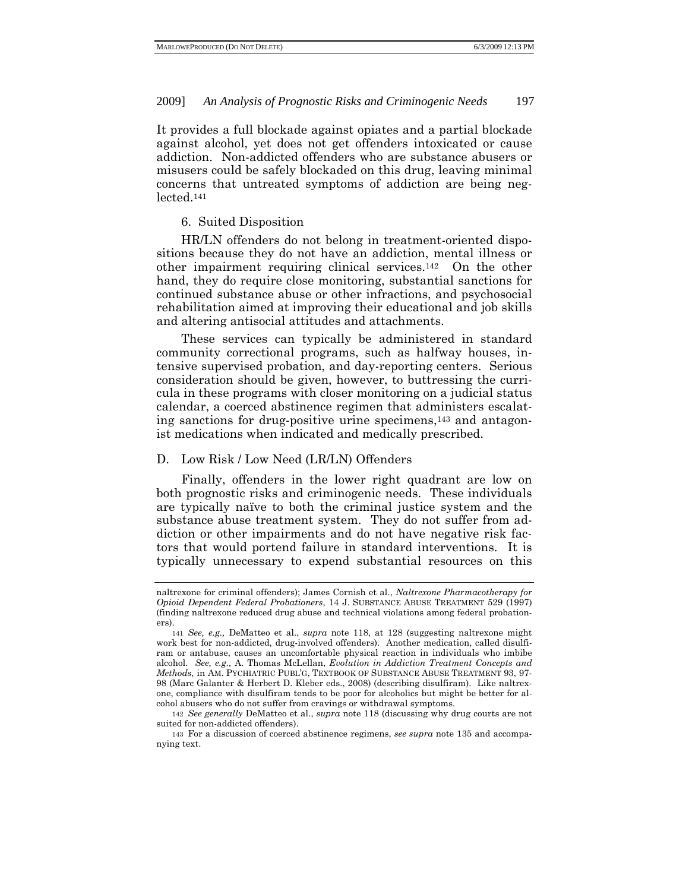It provides a full blockade against opiates and a partial blockade against alcohol, yet does not get offenders intoxicated or cause addiction. Non-addicted offenders who are substance abusers or misusers could be safely blockaded on this drug, leaving minimal concerns that untreated symptoms of addiction are being neglected.[141]

### 6. Suited Disposition

HR/LN offenders do not belong in treatment-oriented dispositions because they do not have an addiction, mental illness or other impairment requiring clinical services.[142] On the other hand, they do require close monitoring, substantial sanctions for continued substance abuse or other infractions, and psychosocial rehabilitation aimed at improving their educational and job skills and altering antisocial attitudes and attachments.

These services can typically be administered in standard community correctional programs, such as halfway houses, intensive supervised probation, and day-reporting centers. Serious consideration should be given, however, to buttressing the curricula in these programs with closer monitoring on a judicial status calendar, a coerced abstinence regimen that administers escalating sanctions for drug-positive urine specimens,[143] and antagonist medications when indicated and medically prescribed.

## D. Low Risk / Low Need (LR/LN) Offenders

Finally, offenders in the lower right quadrant are low on both prognostic risks and criminogenic needs. These individuals are typically naïve to both the criminal justice system and the substance abuse treatment system. They do not suffer from addiction or other impairments and do not have negative risk factors that would portend failure in standard interventions. It is typically unnecessary to expend substantial resources on this

---

naltrexone for criminal offenders); James Cornish et al., *Naltrexone Pharmacotherapy for Opioid Dependent Federal Probationers*, 14 J. SUBSTANCE ABUSE TREATMENT 529 (1997) (finding naltrexone reduced drug abuse and technical violations among federal probationers).

[141] *See, e.g.,* DeMatteo et al., *supra* note 118, at 128 (suggesting naltrexone might work best for non-addicted, drug-involved offenders). Another medication, called disulfiram or antabuse, causes an uncomfortable physical reaction in individuals who imbibe alcohol. *See, e.g.,* A. Thomas McLellan, *Evolution in Addiction Treatment Concepts and Methods*, in AM. PSYCHIATRIC PUBL'G, TEXTBOOK OF SUBSTANCE ABUSE TREATMENT 93, 97-98 (Marc Galanter & Herbert D. Kleber eds., 2008) (describing disulfiram). Like naltrexone, compliance with disulfiram tends to be poor for alcoholics but might be better for alcohol abusers who do not suffer from cravings or withdrawal symptoms.

[142] *See generally* DeMatteo et al., *supra* note 118 (discussing why drug courts are not suited for non-addicted offenders).

[143] For a discussion of coerced abstinence regimens, *see supra* note 135 and accompanying text.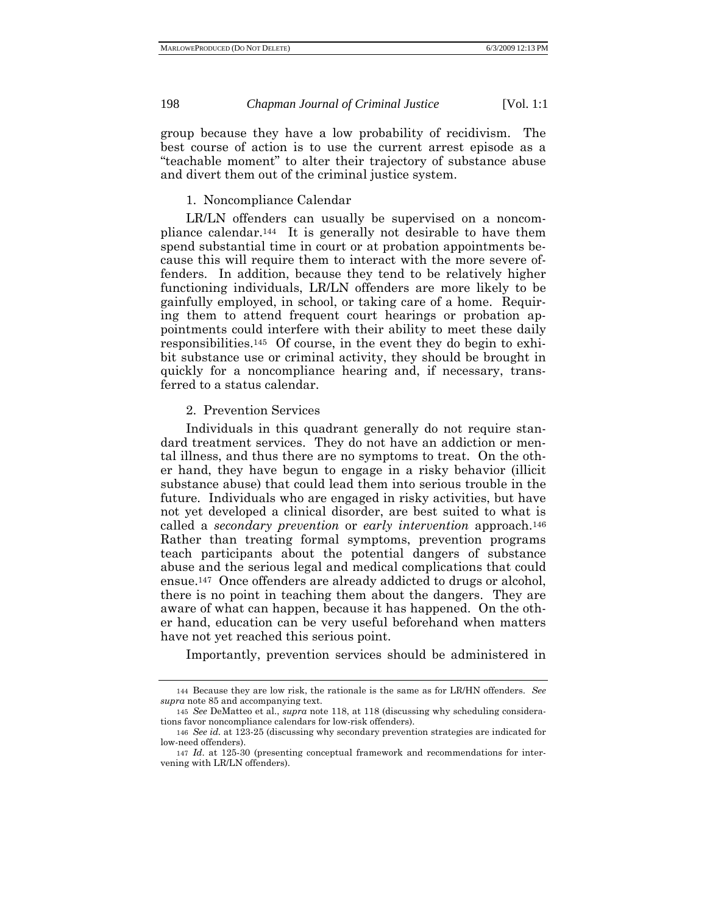group because they have a low probability of recidivism. The best course of action is to use the current arrest episode as a "teachable moment" to alter their trajectory of substance abuse and divert them out of the criminal justice system.

### 1. Noncompliance Calendar

LR/LN offenders can usually be supervised on a noncompliance calendar.[144] It is generally not desirable to have them spend substantial time in court or at probation appointments because this will require them to interact with the more severe offenders. In addition, because they tend to be relatively higher functioning individuals, LR/LN offenders are more likely to be gainfully employed, in school, or taking care of a home. Requiring them to attend frequent court hearings or probation appointments could interfere with their ability to meet these daily responsibilities.[145] Of course, in the event they do begin to exhibit substance use or criminal activity, they should be brought in quickly for a noncompliance hearing and, if necessary, transferred to a status calendar.

### 2. Prevention Services

Individuals in this quadrant generally do not require standard treatment services. They do not have an addiction or mental illness, and thus there are no symptoms to treat. On the other hand, they have begun to engage in a risky behavior (illicit substance abuse) that could lead them into serious trouble in the future. Individuals who are engaged in risky activities, but have not yet developed a clinical disorder, are best suited to what is called a *secondary prevention* or *early intervention* approach.[146] Rather than treating formal symptoms, prevention programs teach participants about the potential dangers of substance abuse and the serious legal and medical complications that could ensue.[147] Once offenders are already addicted to drugs or alcohol, there is no point in teaching them about the dangers. They are aware of what can happen, because it has happened. On the other hand, education can be very useful beforehand when matters have not yet reached this serious point.

Importantly, prevention services should be administered in

---

[144] Because they are low risk, the rationale is the same as for LR/HN offenders. *See supra* note 85 and accompanying text.

[145] *See* DeMatteo et al., *supra* note 118, at 118 (discussing why scheduling considerations favor noncompliance calendars for low-risk offenders).

[146] *See id.* at 123-25 (discussing why secondary prevention strategies are indicated for low-need offenders).

[147] *Id*. at 125-30 (presenting conceptual framework and recommendations for intervening with LR/LN offenders).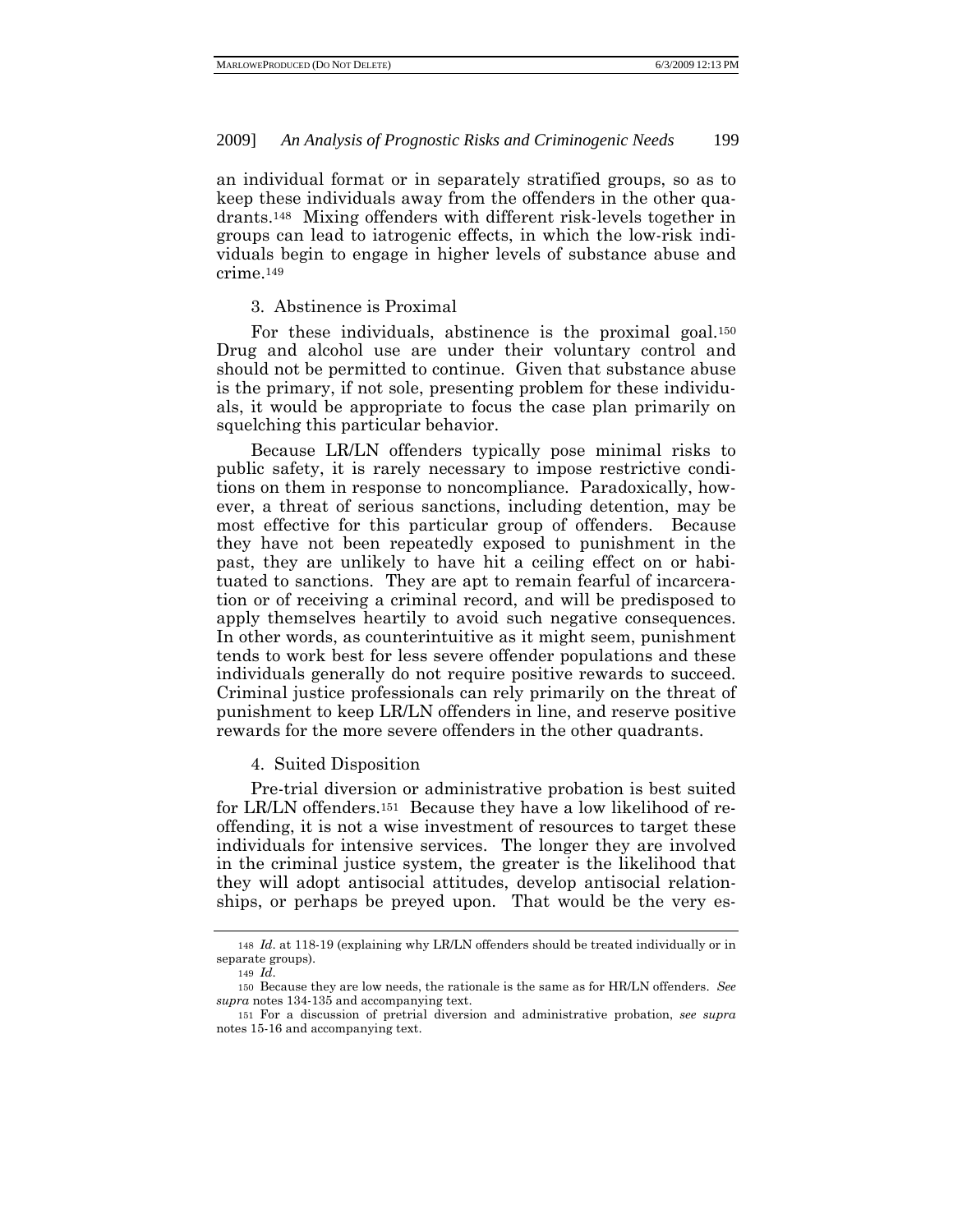an individual format or in separately stratified groups, so as to keep these individuals away from the offenders in the other quadrants.[148] Mixing offenders with different risk-levels together in groups can lead to iatrogenic effects, in which the low-risk individuals begin to engage in higher levels of substance abuse and crime.[149]

### 3. Abstinence is Proximal

For these individuals, abstinence is the proximal goal.[150] Drug and alcohol use are under their voluntary control and should not be permitted to continue. Given that substance abuse is the primary, if not sole, presenting problem for these individuals, it would be appropriate to focus the case plan primarily on squelching this particular behavior.

Because LR/LN offenders typically pose minimal risks to public safety, it is rarely necessary to impose restrictive conditions on them in response to noncompliance. Paradoxically, however, a threat of serious sanctions, including detention, may be most effective for this particular group of offenders. Because they have not been repeatedly exposed to punishment in the past, they are unlikely to have hit a ceiling effect on or habituated to sanctions. They are apt to remain fearful of incarceration or of receiving a criminal record, and will be predisposed to apply themselves heartily to avoid such negative consequences. In other words, as counterintuitive as it might seem, punishment tends to work best for less severe offender populations and these individuals generally do not require positive rewards to succeed. Criminal justice professionals can rely primarily on the threat of punishment to keep LR/LN offenders in line, and reserve positive rewards for the more severe offenders in the other quadrants.

### 4. Suited Disposition

Pre-trial diversion or administrative probation is best suited for LR/LN offenders.[151] Because they have a low likelihood of reoffending, it is not a wise investment of resources to target these individuals for intensive services. The longer they are involved in the criminal justice system, the greater is the likelihood that they will adopt antisocial attitudes, develop antisocial relationships, or perhaps be preyed upon. That would be the very es-

---

148 *Id*. at 118-19 (explaining why LR/LN offenders should be treated individually or in separate groups).

149 *Id*.

150 Because they are low needs, the rationale is the same as for HR/LN offenders. *See supra* notes 134-135 and accompanying text.

151 For a discussion of pretrial diversion and administrative probation, *see supra* notes 15-16 and accompanying text.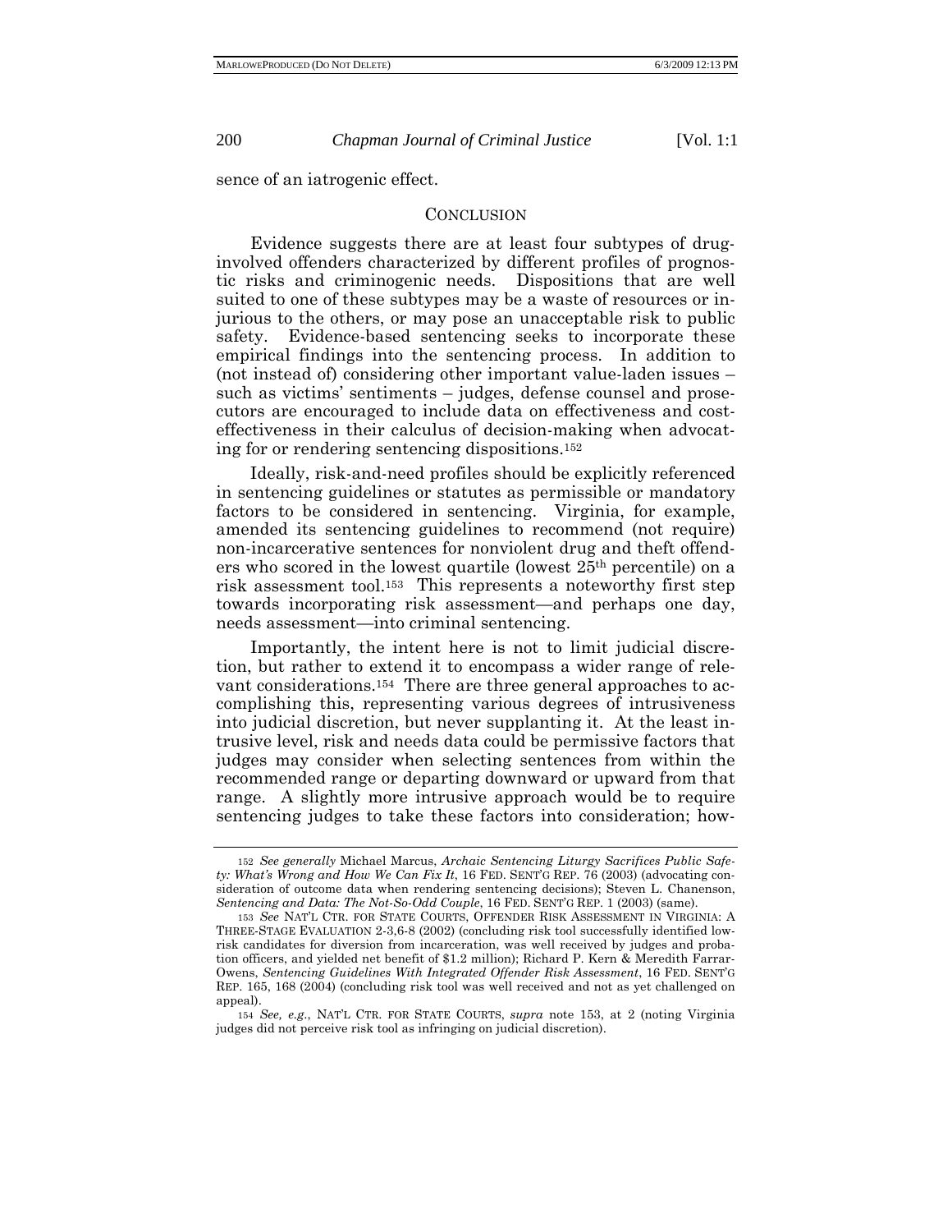sence of an iatrogenic effect.

## CONCLUSION

Evidence suggests there are at least four subtypes of drug-involved offenders characterized by different profiles of prognostic risks and criminogenic needs. Dispositions that are well suited to one of these subtypes may be a waste of resources or injurious to the others, or may pose an unacceptable risk to public safety. Evidence-based sentencing seeks to incorporate these empirical findings into the sentencing process. In addition to (not instead of) considering other important value-laden issues – such as victims' sentiments – judges, defense counsel and prosecutors are encouraged to include data on effectiveness and cost-effectiveness in their calculus of decision-making when advocating for or rendering sentencing dispositions.[152]

Ideally, risk-and-need profiles should be explicitly referenced in sentencing guidelines or statutes as permissible or mandatory factors to be considered in sentencing. Virginia, for example, amended its sentencing guidelines to recommend (not require) non-incarcerative sentences for nonviolent drug and theft offenders who scored in the lowest quartile (lowest 25th percentile) on a risk assessment tool.[153] This represents a noteworthy first step towards incorporating risk assessment—and perhaps one day, needs assessment—into criminal sentencing.

Importantly, the intent here is not to limit judicial discretion, but rather to extend it to encompass a wider range of relevant considerations.[154] There are three general approaches to accomplishing this, representing various degrees of intrusiveness into judicial discretion, but never supplanting it. At the least intrusive level, risk and needs data could be permissive factors that judges may consider when selecting sentences from within the recommended range or departing downward or upward from that range. A slightly more intrusive approach would be to require sentencing judges to take these factors into consideration; how-

---

152 *See generally* Michael Marcus, *Archaic Sentencing Liturgy Sacrifices Public Safety: What's Wrong and How We Can Fix It*, 16 FED. SENT'G REP. 76 (2003) (advocating consideration of outcome data when rendering sentencing decisions); Steven L. Chanenson, *Sentencing and Data: The Not-So-Odd Couple*, 16 FED. SENT'G REP. 1 (2003) (same).

153 *See* NAT'L CTR. FOR STATE COURTS, OFFENDER RISK ASSESSMENT IN VIRGINIA: A THREE-STAGE EVALUATION 2-3,6-8 (2002) (concluding risk tool successfully identified low-risk candidates for diversion from incarceration, was well received by judges and probation officers, and yielded net benefit of $1.2 million); Richard P. Kern & Meredith Farrar-Owens, *Sentencing Guidelines With Integrated Offender Risk Assessment*, 16 FED. SENT'G REP. 165, 168 (2004) (concluding risk tool was well received and not as yet challenged on appeal).

154 *See, e.g.*, NAT'L CTR. FOR STATE COURTS, *supra* note 153, at 2 (noting Virginia judges did not perceive risk tool as infringing on judicial discretion).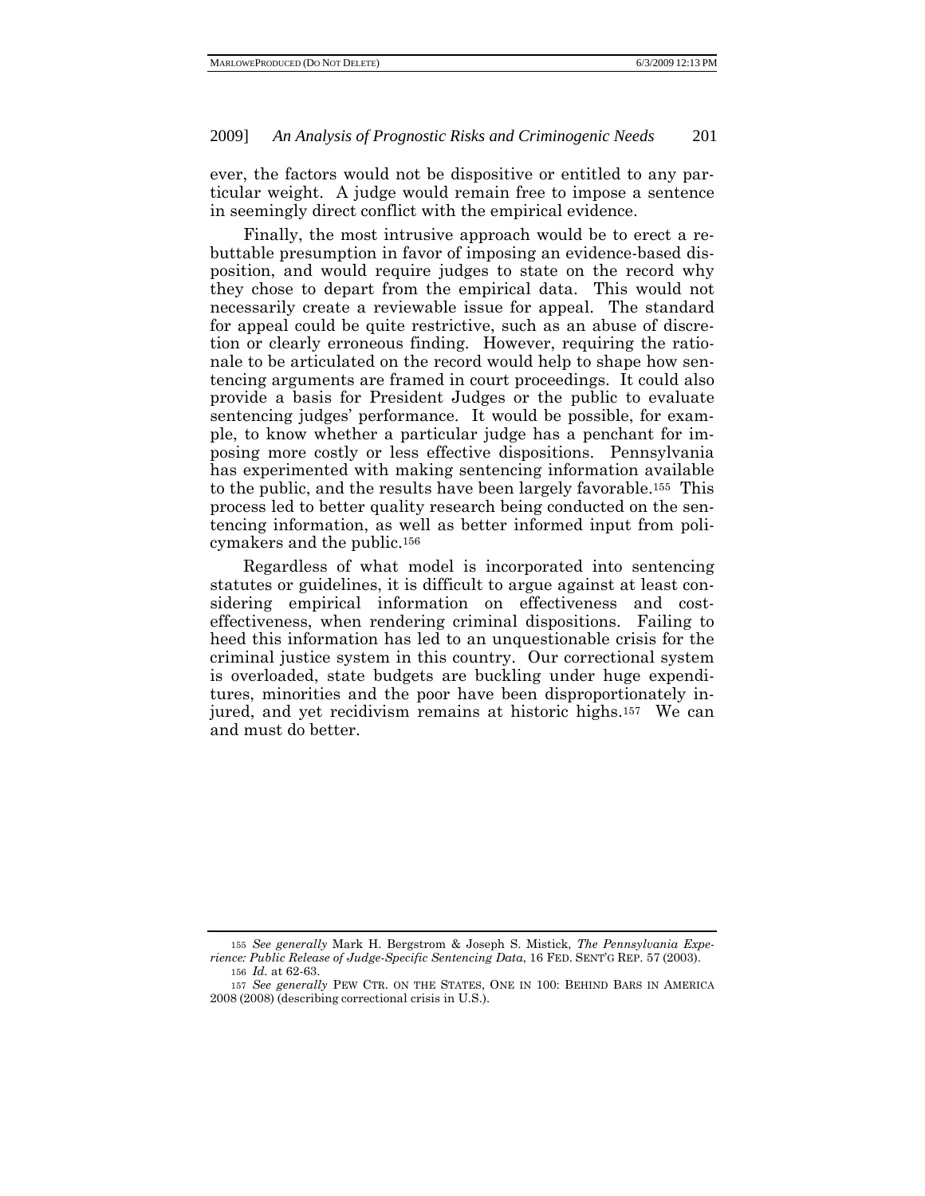ever, the factors would not be dispositive or entitled to any particular weight. A judge would remain free to impose a sentence in seemingly direct conflict with the empirical evidence.

Finally, the most intrusive approach would be to erect a rebuttable presumption in favor of imposing an evidence-based disposition, and would require judges to state on the record why they chose to depart from the empirical data. This would not necessarily create a reviewable issue for appeal. The standard for appeal could be quite restrictive, such as an abuse of discretion or clearly erroneous finding. However, requiring the rationale to be articulated on the record would help to shape how sentencing arguments are framed in court proceedings. It could also provide a basis for President Judges or the public to evaluate sentencing judges' performance. It would be possible, for example, to know whether a particular judge has a penchant for imposing more costly or less effective dispositions. Pennsylvania has experimented with making sentencing information available to the public, and the results have been largely favorable.[155] This process led to better quality research being conducted on the sentencing information, as well as better informed input from policymakers and the public.[156]

Regardless of what model is incorporated into sentencing statutes or guidelines, it is difficult to argue against at least considering empirical information on effectiveness and cost-effectiveness, when rendering criminal dispositions. Failing to heed this information has led to an unquestionable crisis for the criminal justice system in this country. Our correctional system is overloaded, state budgets are buckling under huge expenditures, minorities and the poor have been disproportionately injured, and yet recidivism remains at historic highs.[157] We can and must do better.

---

[155] *See generally* Mark H. Bergstrom & Joseph S. Mistick, *The Pennsylvania Experience: Public Release of Judge-Specific Sentencing Data*, 16 FED. SENT'G REP. 57 (2003).

[156] *Id.* at 62-63.

[157] *See generally* PEW CTR. ON THE STATES, ONE IN 100: BEHIND BARS IN AMERICA 2008 (2008) (describing correctional crisis in U.S.).